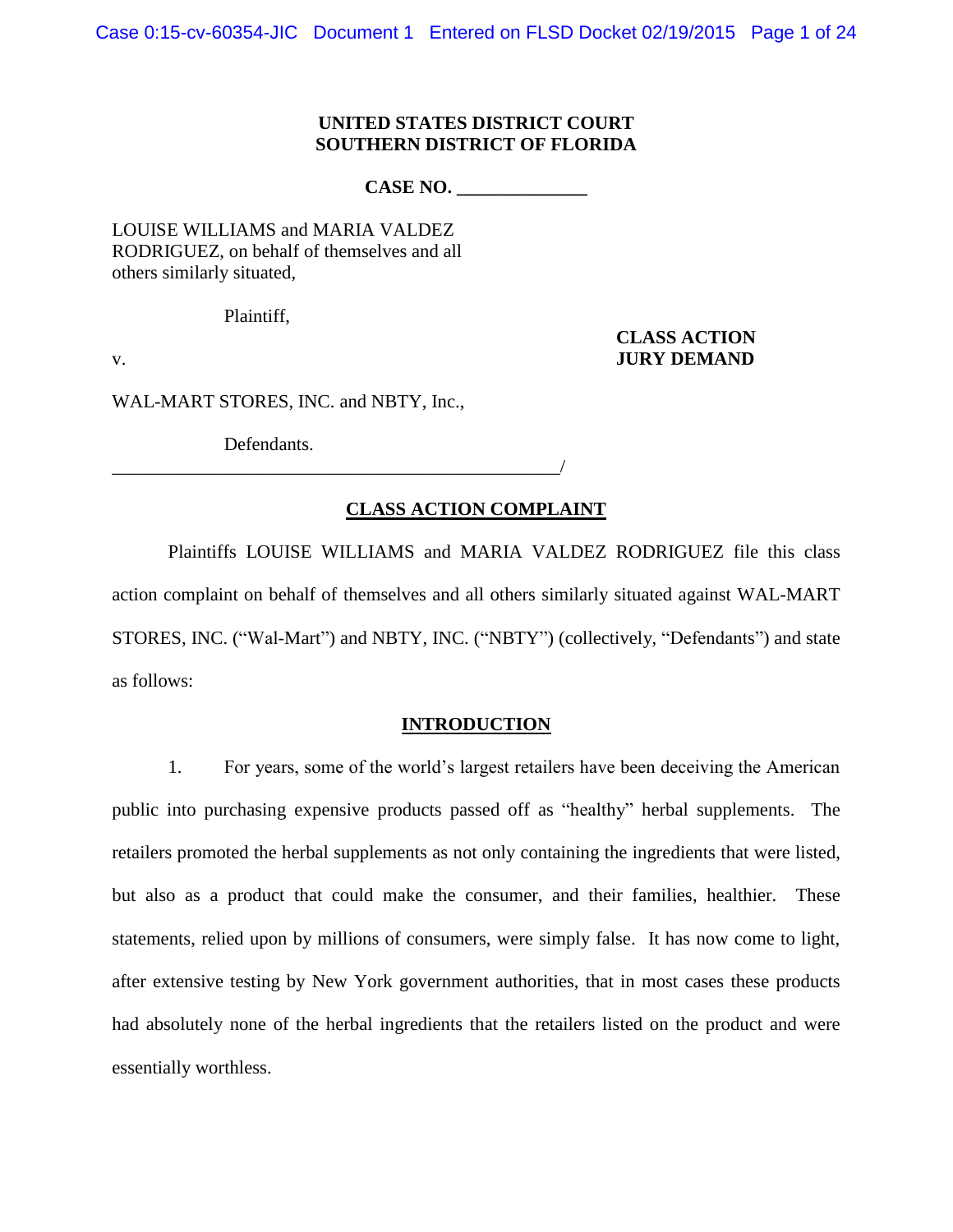**UNITED STATES DISTRICT COURT**
**SOUTHERN DISTRICT OF FLORIDA**

**CASE NO. ______________**

LOUISE WILLIAMS and MARIA VALDEZ RODRIGUEZ, on behalf of themselves and all others similarly situated,

Plaintiff,

v.

**CLASS ACTION**
**JURY DEMAND**

WAL-MART STORES, INC. and NBTY, Inc.,

Defendants.
_________________________________________________/

## CLASS ACTION COMPLAINT

Plaintiffs LOUISE WILLIAMS and MARIA VALDEZ RODRIGUEZ file this class action complaint on behalf of themselves and all others similarly situated against WAL-MART STORES, INC. ("Wal-Mart") and NBTY, INC. ("NBTY") (collectively, "Defendants") and state as follows:

## INTRODUCTION

1. For years, some of the world's largest retailers have been deceiving the American public into purchasing expensive products passed off as "healthy" herbal supplements. The retailers promoted the herbal supplements as not only containing the ingredients that were listed, but also as a product that could make the consumer, and their families, healthier. These statements, relied upon by millions of consumers, were simply false. It has now come to light, after extensive testing by New York government authorities, that in most cases these products had absolutely none of the herbal ingredients that the retailers listed on the product and were essentially worthless.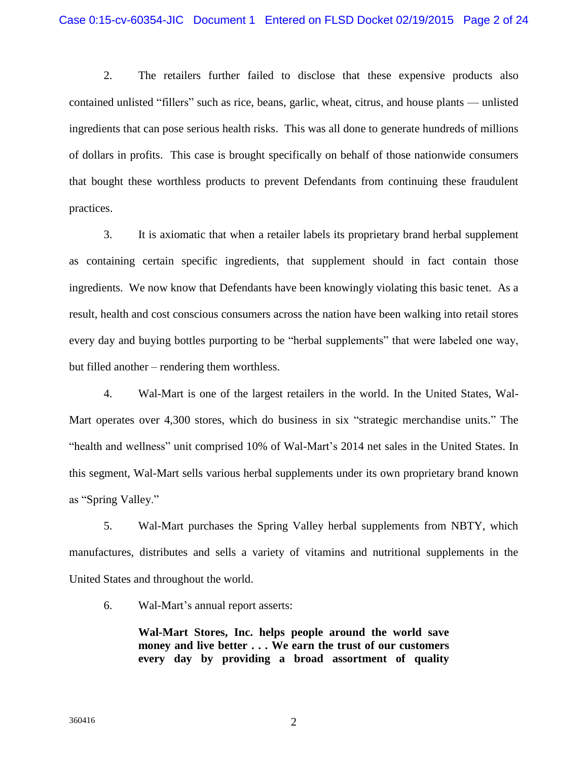2. The retailers further failed to disclose that these expensive products also contained unlisted “fillers” such as rice, beans, garlic, wheat, citrus, and house plants — unlisted ingredients that can pose serious health risks. This was all done to generate hundreds of millions of dollars in profits. This case is brought specifically on behalf of those nationwide consumers that bought these worthless products to prevent Defendants from continuing these fraudulent practices.

3. It is axiomatic that when a retailer labels its proprietary brand herbal supplement as containing certain specific ingredients, that supplement should in fact contain those ingredients. We now know that Defendants have been knowingly violating this basic tenet. As a result, health and cost conscious consumers across the nation have been walking into retail stores every day and buying bottles purporting to be “herbal supplements” that were labeled one way, but filled another – rendering them worthless.

4. Wal-Mart is one of the largest retailers in the world. In the United States, Wal-Mart operates over 4,300 stores, which do business in six “strategic merchandise units.” The “health and wellness” unit comprised 10% of Wal-Mart’s 2014 net sales in the United States. In this segment, Wal-Mart sells various herbal supplements under its own proprietary brand known as “Spring Valley.”

5. Wal-Mart purchases the Spring Valley herbal supplements from NBTY, which manufactures, distributes and sells a variety of vitamins and nutritional supplements in the United States and throughout the world.

6. Wal-Mart’s annual report asserts:

> **Wal-Mart Stores, Inc. helps people around the world save money and live better . . . We earn the trust of our customers every day by providing a broad assortment of quality**

360416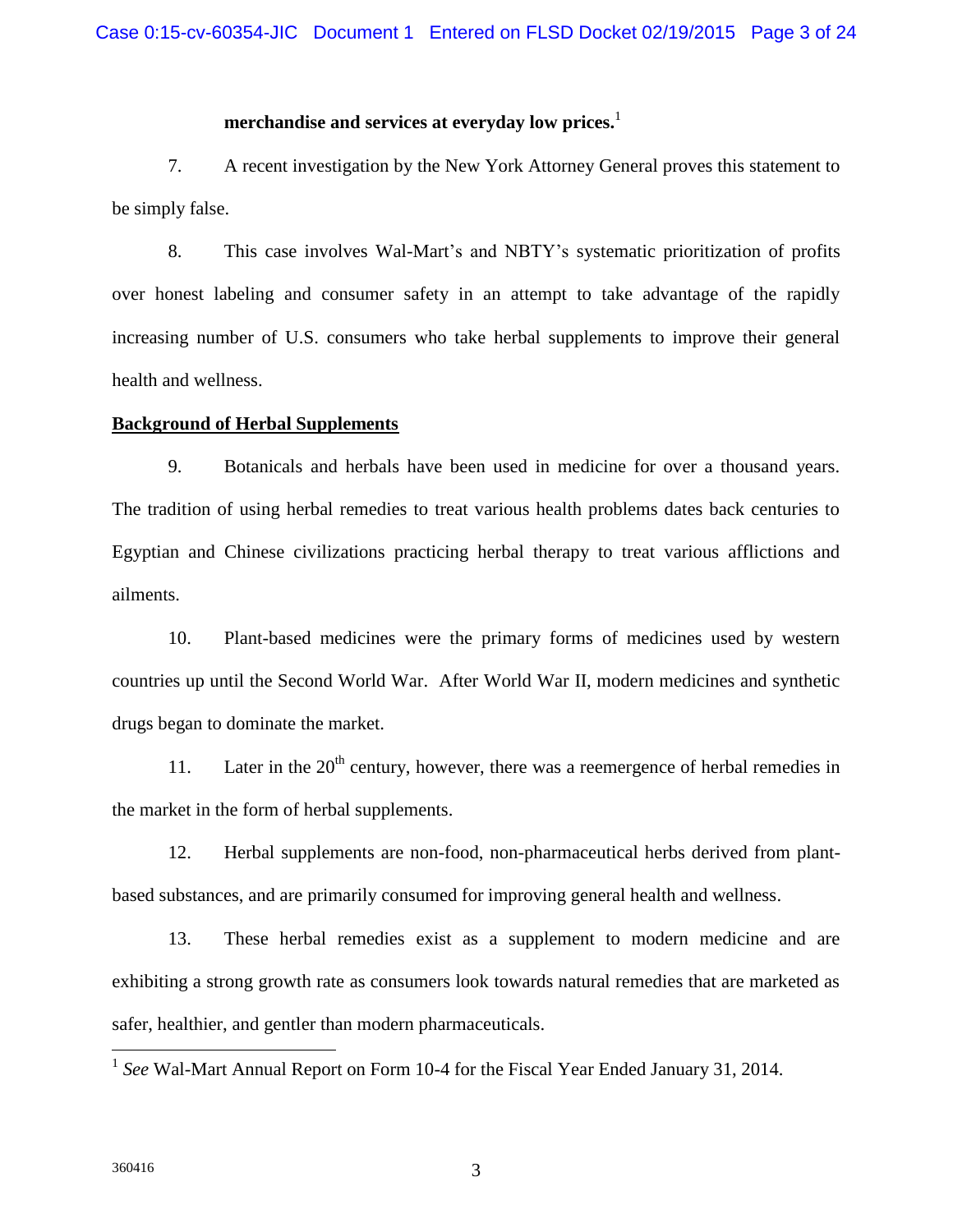**merchandise and services at everyday low prices.**[1]

7. A recent investigation by the New York Attorney General proves this statement to be simply false.

8. This case involves Wal-Mart's and NBTY's systematic prioritization of profits over honest labeling and consumer safety in an attempt to take advantage of the rapidly increasing number of U.S. consumers who take herbal supplements to improve their general health and wellness.

**Background of Herbal Supplements**

9. Botanicals and herbals have been used in medicine for over a thousand years. The tradition of using herbal remedies to treat various health problems dates back centuries to Egyptian and Chinese civilizations practicing herbal therapy to treat various afflictions and ailments.

10. Plant-based medicines were the primary forms of medicines used by western countries up until the Second World War. After World War II, modern medicines and synthetic drugs began to dominate the market.

11. Later in the 20th century, however, there was a reemergence of herbal remedies in the market in the form of herbal supplements.

12. Herbal supplements are non-food, non-pharmaceutical herbs derived from plant-based substances, and are primarily consumed for improving general health and wellness.

13. These herbal remedies exist as a supplement to modern medicine and are exhibiting a strong growth rate as consumers look towards natural remedies that are marketed as safer, healthier, and gentler than modern pharmaceuticals.

---

[1] *See* Wal-Mart Annual Report on Form 10-4 for the Fiscal Year Ended January 31, 2014.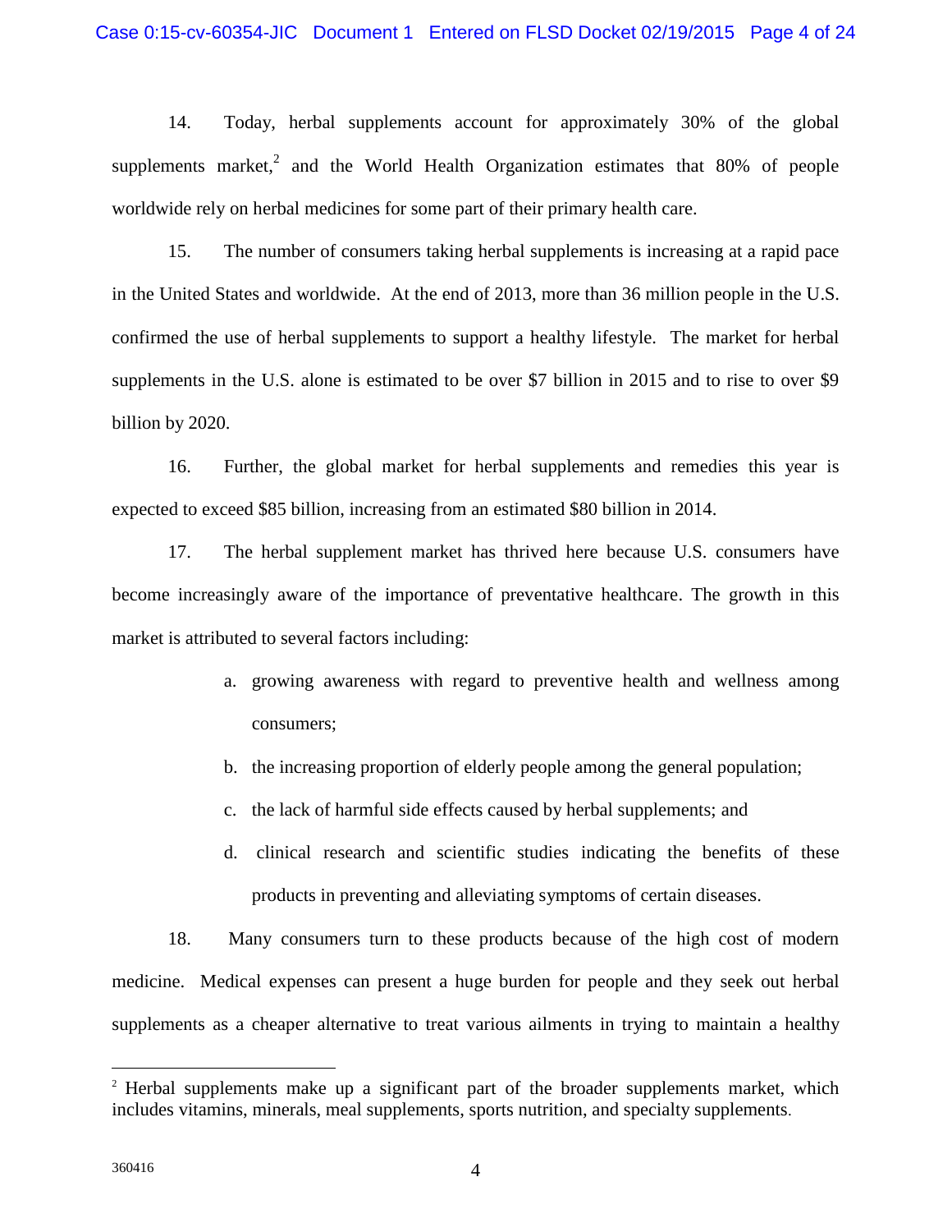14. Today, herbal supplements account for approximately 30% of the global supplements market,[2] and the World Health Organization estimates that 80% of people worldwide rely on herbal medicines for some part of their primary health care.

15. The number of consumers taking herbal supplements is increasing at a rapid pace in the United States and worldwide. At the end of 2013, more than 36 million people in the U.S. confirmed the use of herbal supplements to support a healthy lifestyle. The market for herbal supplements in the U.S. alone is estimated to be over $7 billion in 2015 and to rise to over $9 billion by 2020.

16. Further, the global market for herbal supplements and remedies this year is expected to exceed $85 billion, increasing from an estimated $80 billion in 2014.

17. The herbal supplement market has thrived here because U.S. consumers have become increasingly aware of the importance of preventative healthcare. The growth in this market is attributed to several factors including:

a. growing awareness with regard to preventive health and wellness among consumers;

b. the increasing proportion of elderly people among the general population;

c. the lack of harmful side effects caused by herbal supplements; and

d. clinical research and scientific studies indicating the benefits of these products in preventing and alleviating symptoms of certain diseases.

18. Many consumers turn to these products because of the high cost of modern medicine. Medical expenses can present a huge burden for people and they seek out herbal supplements as a cheaper alternative to treat various ailments in trying to maintain a healthy

---

[2] Herbal supplements make up a significant part of the broader supplements market, which includes vitamins, minerals, meal supplements, sports nutrition, and specialty supplements.

360416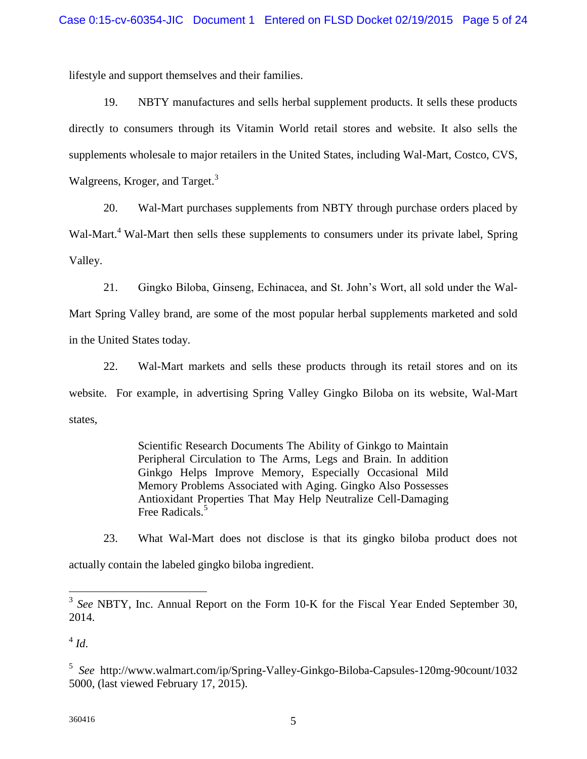lifestyle and support themselves and their families.

19. NBTY manufactures and sells herbal supplement products. It sells these products directly to consumers through its Vitamin World retail stores and website. It also sells the supplements wholesale to major retailers in the United States, including Wal-Mart, Costco, CVS, Walgreens, Kroger, and Target.[3]

20. Wal-Mart purchases supplements from NBTY through purchase orders placed by Wal-Mart.[4] Wal-Mart then sells these supplements to consumers under its private label, Spring Valley.

21. Gingko Biloba, Ginseng, Echinacea, and St. John's Wort, all sold under the Wal-Mart Spring Valley brand, are some of the most popular herbal supplements marketed and sold in the United States today.

22. Wal-Mart markets and sells these products through its retail stores and on its website. For example, in advertising Spring Valley Gingko Biloba on its website, Wal-Mart states,

> Scientific Research Documents The Ability of Ginkgo to Maintain Peripheral Circulation to The Arms, Legs and Brain. In addition Ginkgo Helps Improve Memory, Especially Occasional Mild Memory Problems Associated with Aging. Gingko Also Possesses Antioxidant Properties That May Help Neutralize Cell-Damaging Free Radicals.[5]

23. What Wal-Mart does not disclose is that its gingko biloba product does not actually contain the labeled gingko biloba ingredient.

---

[3] *See* NBTY, Inc. Annual Report on the Form 10-K for the Fiscal Year Ended September 30, 2014.

[4] *Id.*

[5] *See* http://www.walmart.com/ip/Spring-Valley-Ginkgo-Biloba-Capsules-120mg-90count/10325000, (last viewed February 17, 2015).

360416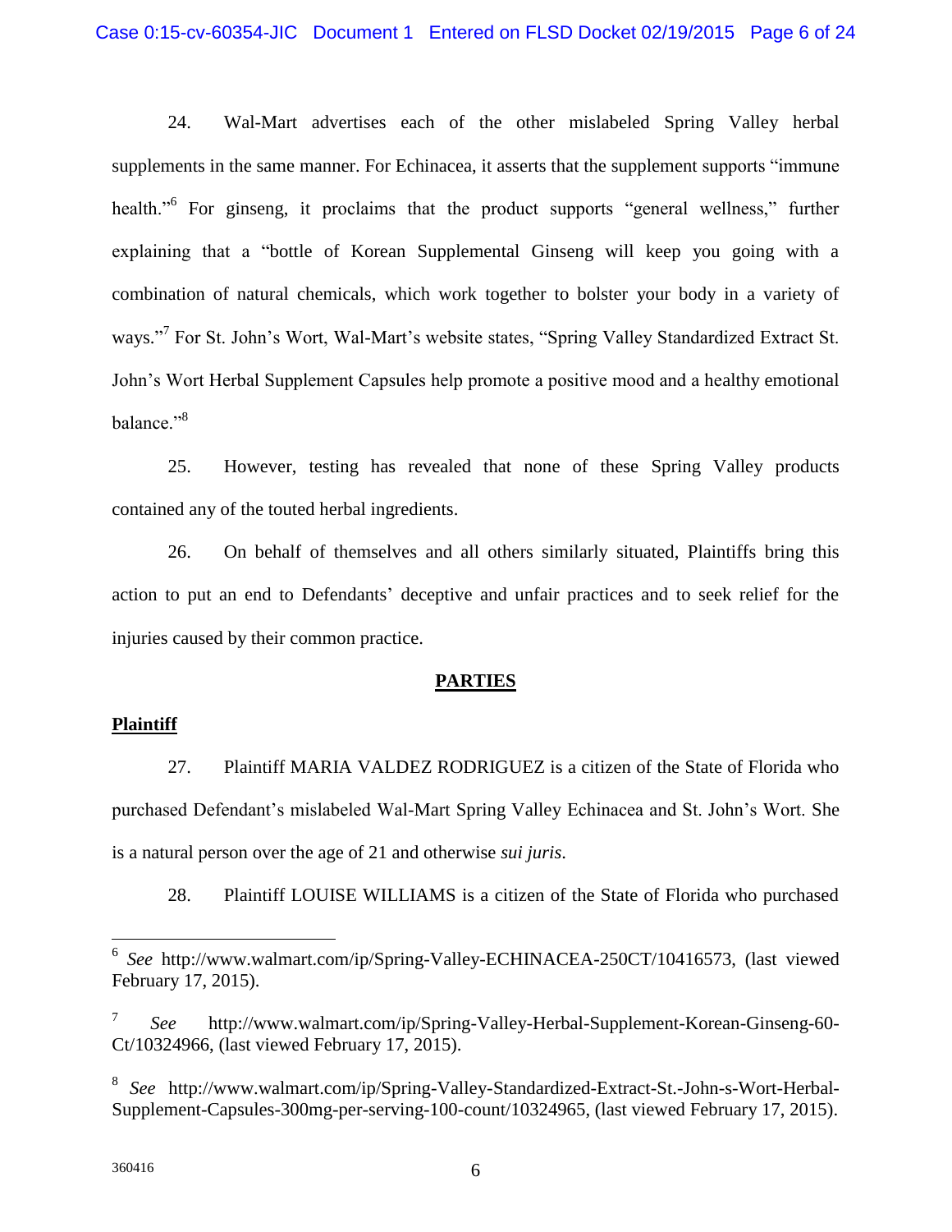24. Wal-Mart advertises each of the other mislabeled Spring Valley herbal supplements in the same manner. For Echinacea, it asserts that the supplement supports "immune health."[6] For ginseng, it proclaims that the product supports "general wellness," further explaining that a "bottle of Korean Supplemental Ginseng will keep you going with a combination of natural chemicals, which work together to bolster your body in a variety of ways."[7] For St. John's Wort, Wal-Mart's website states, "Spring Valley Standardized Extract St. John's Wort Herbal Supplement Capsules help promote a positive mood and a healthy emotional balance."[8]

25. However, testing has revealed that none of these Spring Valley products contained any of the touted herbal ingredients.

26. On behalf of themselves and all others similarly situated, Plaintiffs bring this action to put an end to Defendants' deceptive and unfair practices and to seek relief for the injuries caused by their common practice.

## PARTIES

### Plaintiff

27. Plaintiff MARIA VALDEZ RODRIGUEZ is a citizen of the State of Florida who purchased Defendant's mislabeled Wal-Mart Spring Valley Echinacea and St. John's Wort. She is a natural person over the age of 21 and otherwise *sui juris*.

28. Plaintiff LOUISE WILLIAMS is a citizen of the State of Florida who purchased

---

[6] *See* http://www.walmart.com/ip/Spring-Valley-ECHINACEA-250CT/10416573, (last viewed February 17, 2015).

[7] *See* http://www.walmart.com/ip/Spring-Valley-Herbal-Supplement-Korean-Ginseng-60-Ct/10324966, (last viewed February 17, 2015).

[8] *See* http://www.walmart.com/ip/Spring-Valley-Standardized-Extract-St.-John-s-Wort-Herbal-Supplement-Capsules-300mg-per-serving-100-count/10324965, (last viewed February 17, 2015).

360416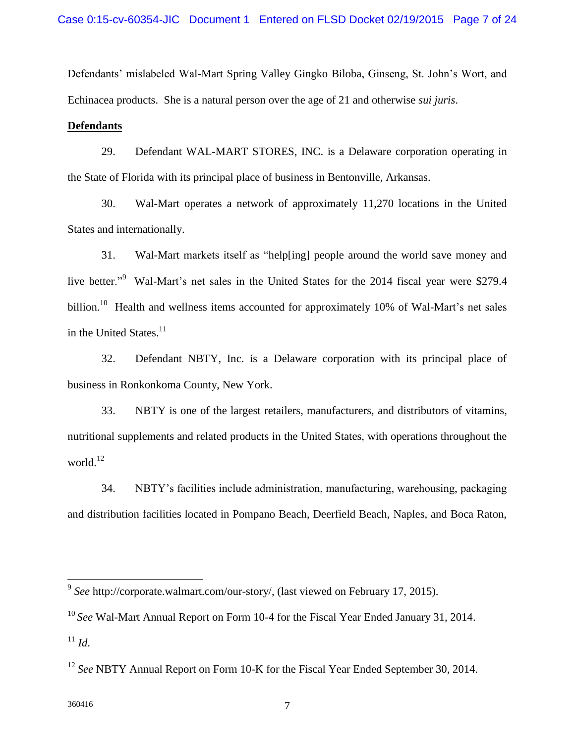Defendants' mislabeled Wal-Mart Spring Valley Gingko Biloba, Ginseng, St. John's Wort, and Echinacea products. She is a natural person over the age of 21 and otherwise *sui juris*.

**Defendants**

29. Defendant WAL-MART STORES, INC. is a Delaware corporation operating in the State of Florida with its principal place of business in Bentonville, Arkansas.

30. Wal-Mart operates a network of approximately 11,270 locations in the United States and internationally.

31. Wal-Mart markets itself as "help[ing] people around the world save money and live better."[9] Wal-Mart's net sales in the United States for the 2014 fiscal year were $279.4 billion.[10] Health and wellness items accounted for approximately 10% of Wal-Mart's net sales in the United States.[11]

32. Defendant NBTY, Inc. is a Delaware corporation with its principal place of business in Ronkonkoma County, New York.

33. NBTY is one of the largest retailers, manufacturers, and distributors of vitamins, nutritional supplements and related products in the United States, with operations throughout the world.[12]

34. NBTY's facilities include administration, manufacturing, warehousing, packaging and distribution facilities located in Pompano Beach, Deerfield Beach, Naples, and Boca Raton,

---

[9] *See* http://corporate.walmart.com/our-story/, (last viewed on February 17, 2015).

[10] *See* Wal-Mart Annual Report on Form 10-4 for the Fiscal Year Ended January 31, 2014.

[11] *Id.*

[12] *See* NBTY Annual Report on Form 10-K for the Fiscal Year Ended September 30, 2014.

360416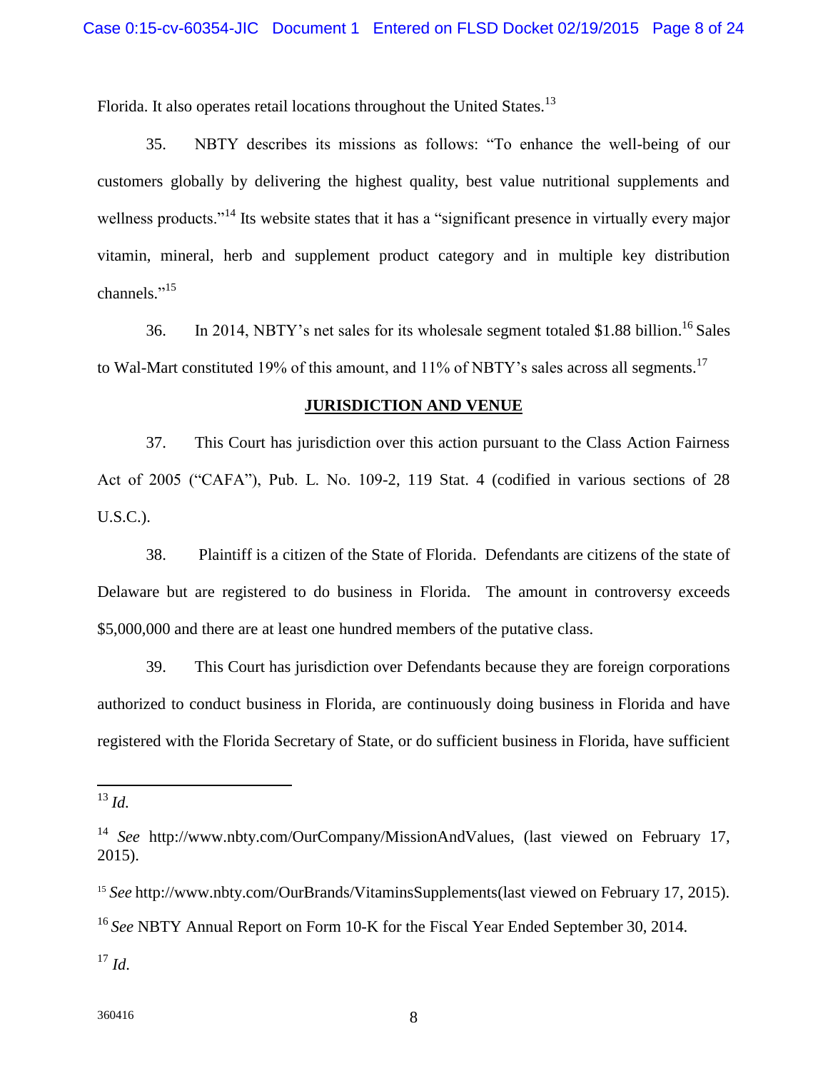Florida. It also operates retail locations throughout the United States.[13]

35. NBTY describes its missions as follows: "To enhance the well-being of our customers globally by delivering the highest quality, best value nutritional supplements and wellness products."[14] Its website states that it has a "significant presence in virtually every major vitamin, mineral, herb and supplement product category and in multiple key distribution channels."[15]

36. In 2014, NBTY's net sales for its wholesale segment totaled $1.88 billion.[16] Sales to Wal-Mart constituted 19% of this amount, and 11% of NBTY's sales across all segments.[17]

## JURISDICTION AND VENUE

37. This Court has jurisdiction over this action pursuant to the Class Action Fairness Act of 2005 ("CAFA"), Pub. L. No. 109-2, 119 Stat. 4 (codified in various sections of 28 U.S.C.).

38. Plaintiff is a citizen of the State of Florida. Defendants are citizens of the state of Delaware but are registered to do business in Florida. The amount in controversy exceeds $5,000,000 and there are at least one hundred members of the putative class.

39. This Court has jurisdiction over Defendants because they are foreign corporations authorized to conduct business in Florida, are continuously doing business in Florida and have registered with the Florida Secretary of State, or do sufficient business in Florida, have sufficient

---

[13] *Id.*

[14] *See* http://www.nbty.com/OurCompany/MissionAndValues, (last viewed on February 17, 2015).

[15] *See* http://www.nbty.com/OurBrands/VitaminsSupplements(last viewed on February 17, 2015).

[16] *See* NBTY Annual Report on Form 10-K for the Fiscal Year Ended September 30, 2014.

[17] *Id.*

360416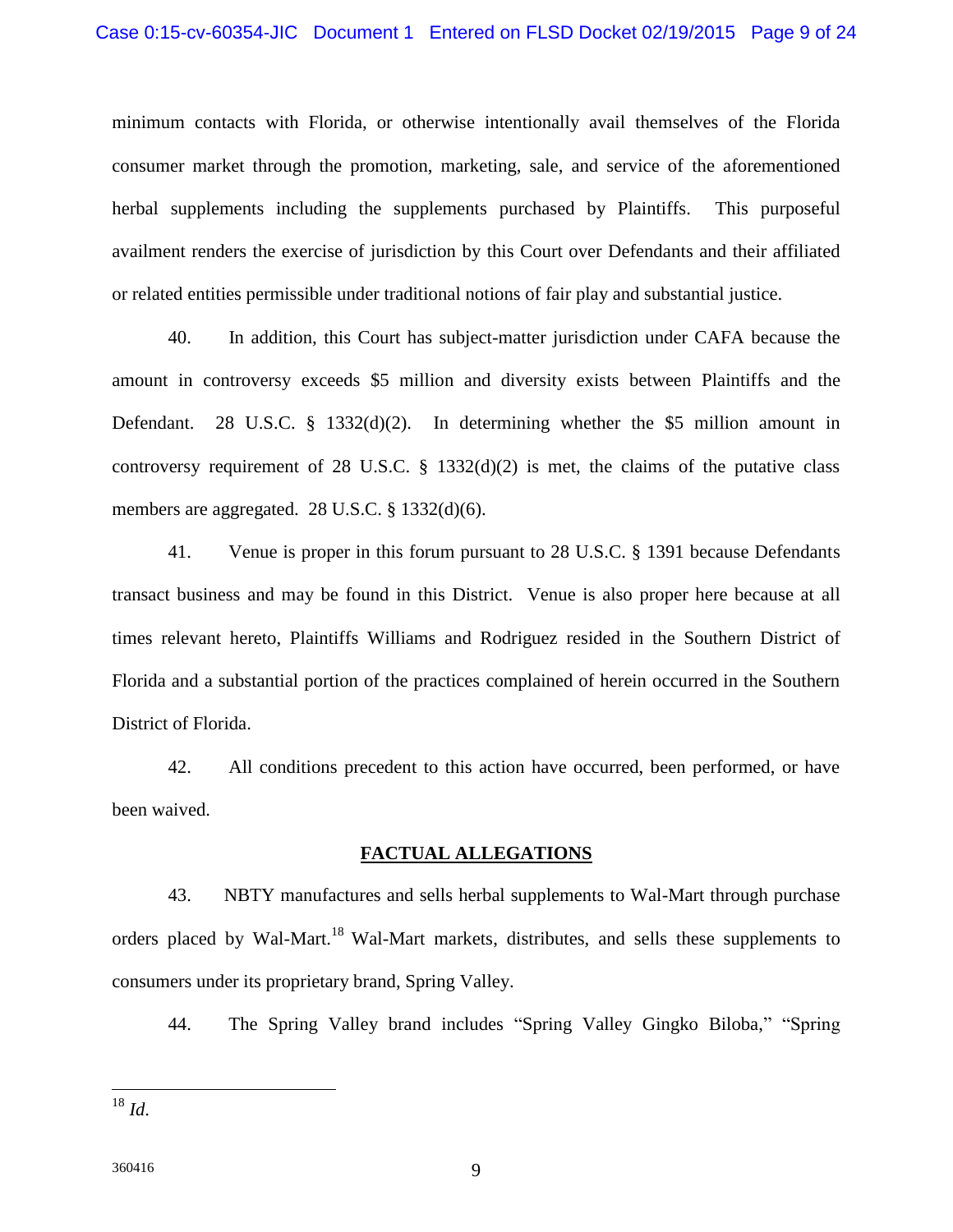minimum contacts with Florida, or otherwise intentionally avail themselves of the Florida consumer market through the promotion, marketing, sale, and service of the aforementioned herbal supplements including the supplements purchased by Plaintiffs. This purposeful availment renders the exercise of jurisdiction by this Court over Defendants and their affiliated or related entities permissible under traditional notions of fair play and substantial justice.

40. In addition, this Court has subject-matter jurisdiction under CAFA because the amount in controversy exceeds $5 million and diversity exists between Plaintiffs and the Defendant. 28 U.S.C. § 1332(d)(2). In determining whether the $5 million amount in controversy requirement of 28 U.S.C. § 1332(d)(2) is met, the claims of the putative class members are aggregated. 28 U.S.C. § 1332(d)(6).

41. Venue is proper in this forum pursuant to 28 U.S.C. § 1391 because Defendants transact business and may be found in this District. Venue is also proper here because at all times relevant hereto, Plaintiffs Williams and Rodriguez resided in the Southern District of Florida and a substantial portion of the practices complained of herein occurred in the Southern District of Florida.

42. All conditions precedent to this action have occurred, been performed, or have been waived.

## FACTUAL ALLEGATIONS

43. NBTY manufactures and sells herbal supplements to Wal-Mart through purchase orders placed by Wal-Mart.[18] Wal-Mart markets, distributes, and sells these supplements to consumers under its proprietary brand, Spring Valley.

44. The Spring Valley brand includes "Spring Valley Gingko Biloba," "Spring

---

[18] *Id.*

360416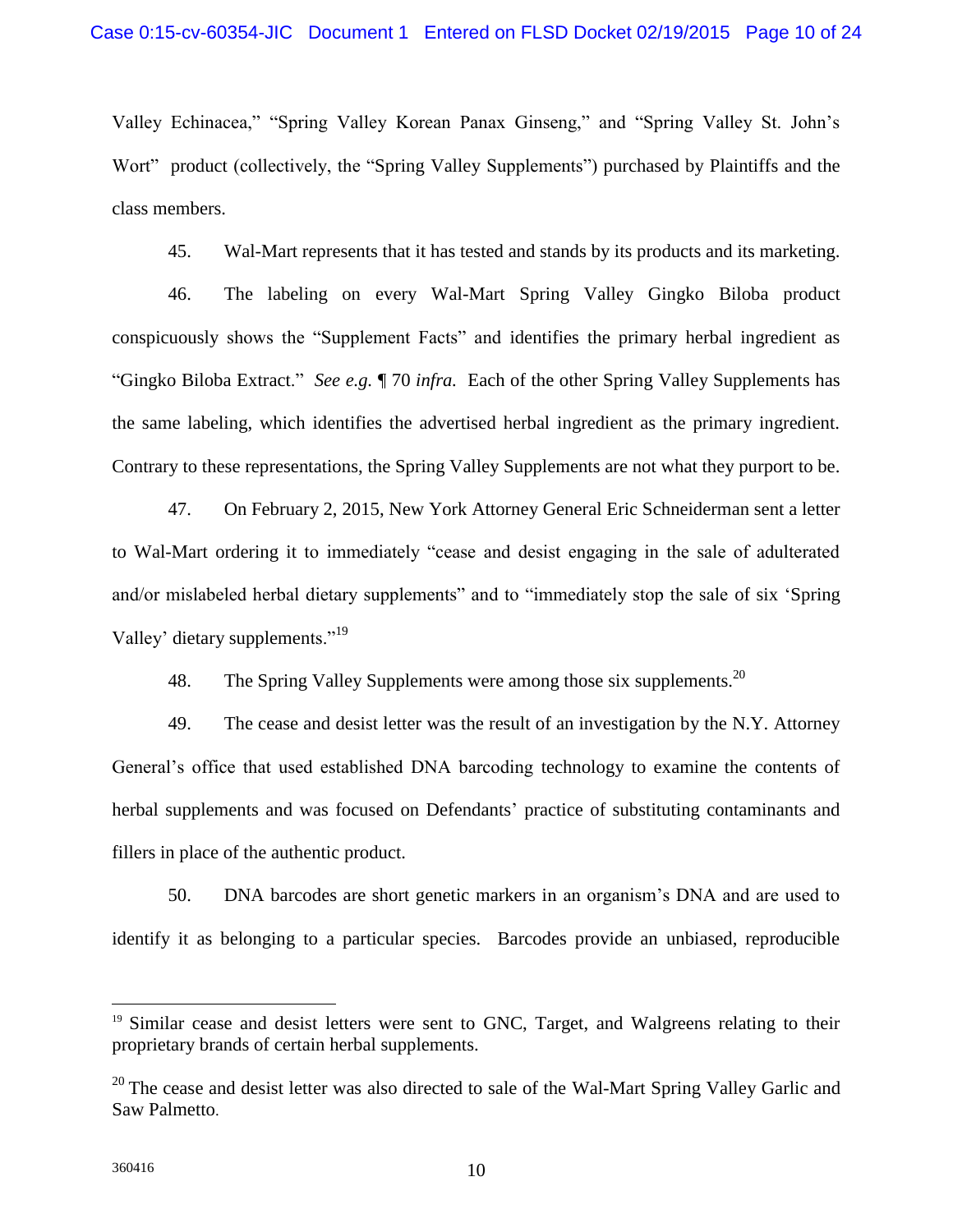Valley Echinacea," "Spring Valley Korean Panax Ginseng," and "Spring Valley St. John's Wort" product (collectively, the "Spring Valley Supplements") purchased by Plaintiffs and the class members.

45. Wal-Mart represents that it has tested and stands by its products and its marketing.

46. The labeling on every Wal-Mart Spring Valley Gingko Biloba product conspicuously shows the "Supplement Facts" and identifies the primary herbal ingredient as "Gingko Biloba Extract." *See e.g.* ¶ 70 *infra.* Each of the other Spring Valley Supplements has the same labeling, which identifies the advertised herbal ingredient as the primary ingredient. Contrary to these representations, the Spring Valley Supplements are not what they purport to be.

47. On February 2, 2015, New York Attorney General Eric Schneiderman sent a letter to Wal-Mart ordering it to immediately "cease and desist engaging in the sale of adulterated and/or mislabeled herbal dietary supplements" and to "immediately stop the sale of six 'Spring Valley' dietary supplements."[19]

48. The Spring Valley Supplements were among those six supplements.[20]

49. The cease and desist letter was the result of an investigation by the N.Y. Attorney General's office that used established DNA barcoding technology to examine the contents of herbal supplements and was focused on Defendants' practice of substituting contaminants and fillers in place of the authentic product.

50. DNA barcodes are short genetic markers in an organism's DNA and are used to identify it as belonging to a particular species. Barcodes provide an unbiased, reproducible

---

[19] Similar cease and desist letters were sent to GNC, Target, and Walgreens relating to their proprietary brands of certain herbal supplements.

[20] The cease and desist letter was also directed to sale of the Wal-Mart Spring Valley Garlic and Saw Palmetto.

360416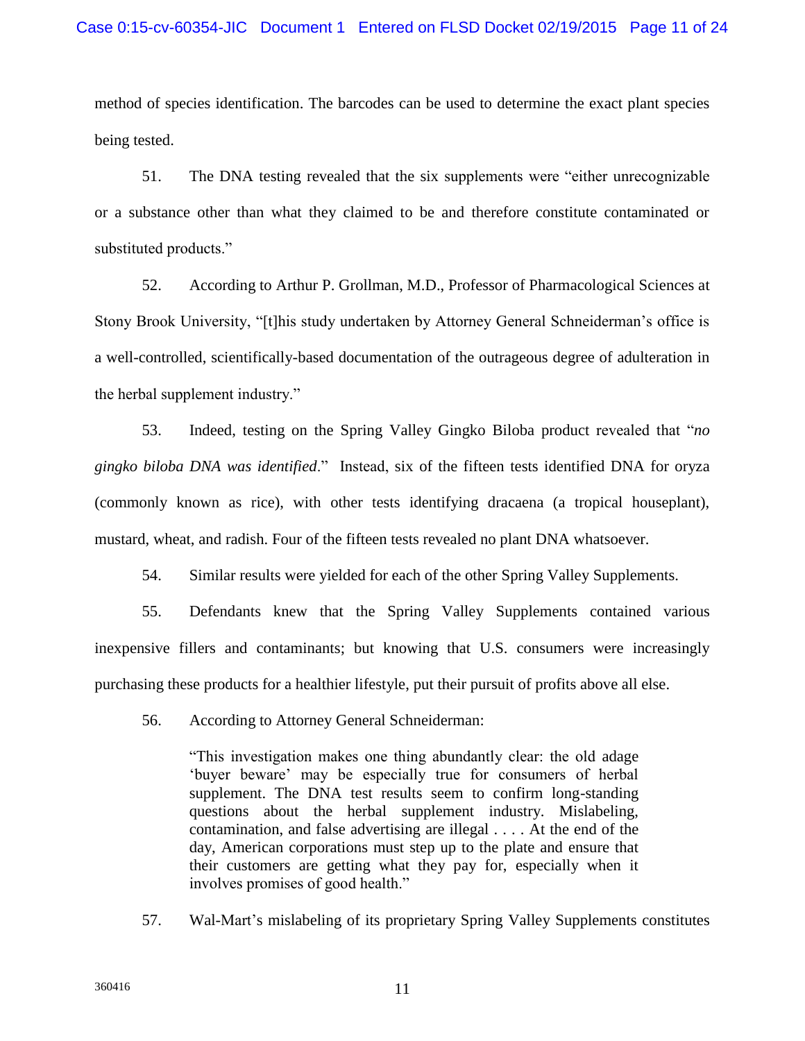method of species identification. The barcodes can be used to determine the exact plant species being tested.

51. The DNA testing revealed that the six supplements were "either unrecognizable or a substance other than what they claimed to be and therefore constitute contaminated or substituted products."

52. According to Arthur P. Grollman, M.D., Professor of Pharmacological Sciences at Stony Brook University, "[t]his study undertaken by Attorney General Schneiderman's office is a well-controlled, scientifically-based documentation of the outrageous degree of adulteration in the herbal supplement industry."

53. Indeed, testing on the Spring Valley Gingko Biloba product revealed that "*no gingko biloba DNA was identified*." Instead, six of the fifteen tests identified DNA for oryza (commonly known as rice), with other tests identifying dracaena (a tropical houseplant), mustard, wheat, and radish. Four of the fifteen tests revealed no plant DNA whatsoever.

54. Similar results were yielded for each of the other Spring Valley Supplements.

55. Defendants knew that the Spring Valley Supplements contained various inexpensive fillers and contaminants; but knowing that U.S. consumers were increasingly purchasing these products for a healthier lifestyle, put their pursuit of profits above all else.

56. According to Attorney General Schneiderman:

> "This investigation makes one thing abundantly clear: the old adage 'buyer beware' may be especially true for consumers of herbal supplement. The DNA test results seem to confirm long-standing questions about the herbal supplement industry. Mislabeling, contamination, and false advertising are illegal . . . . At the end of the day, American corporations must step up to the plate and ensure that their customers are getting what they pay for, especially when it involves promises of good health."

57. Wal-Mart's mislabeling of its proprietary Spring Valley Supplements constitutes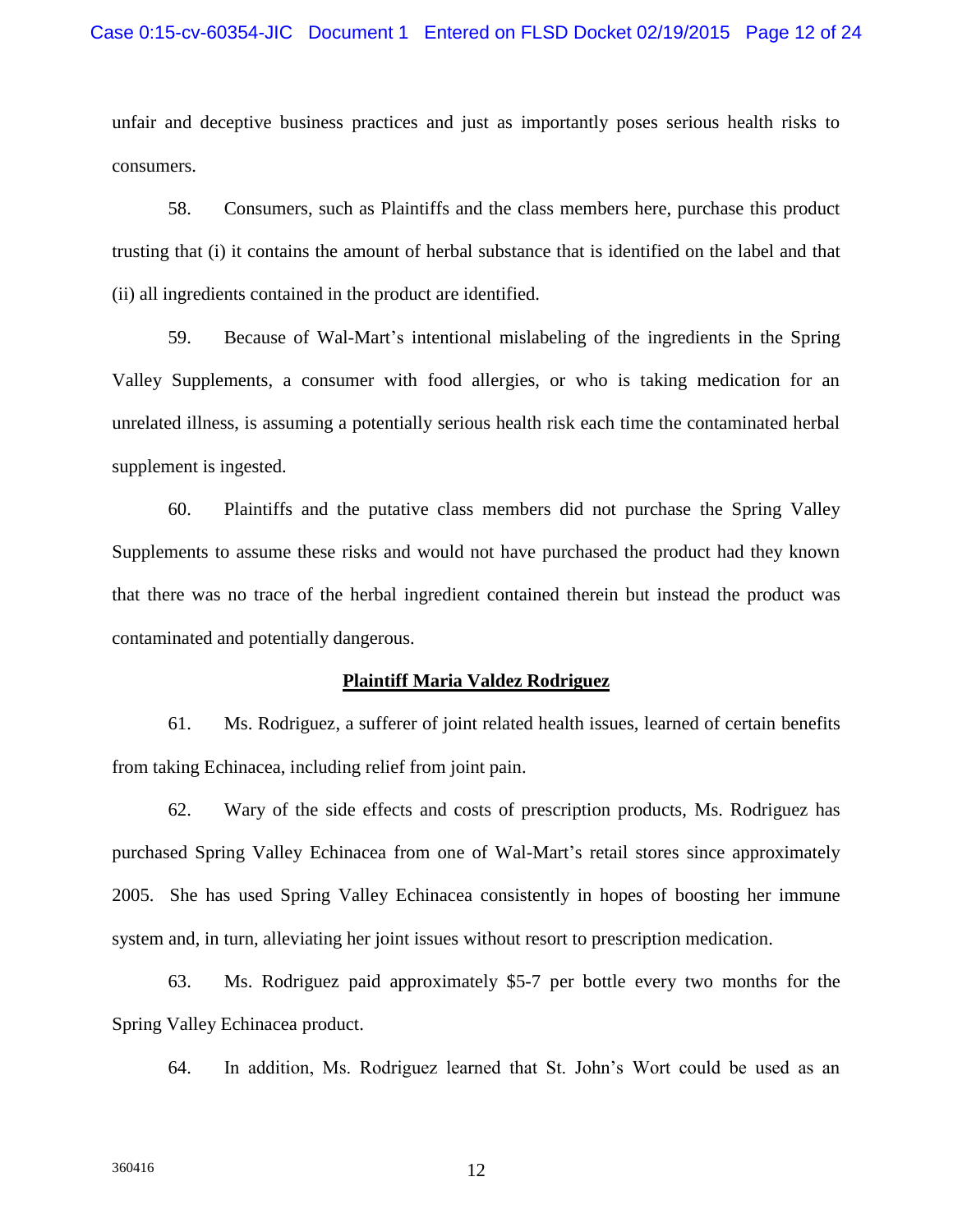unfair and deceptive business practices and just as importantly poses serious health risks to consumers.

58. Consumers, such as Plaintiffs and the class members here, purchase this product trusting that (i) it contains the amount of herbal substance that is identified on the label and that (ii) all ingredients contained in the product are identified.

59. Because of Wal-Mart's intentional mislabeling of the ingredients in the Spring Valley Supplements, a consumer with food allergies, or who is taking medication for an unrelated illness, is assuming a potentially serious health risk each time the contaminated herbal supplement is ingested.

60. Plaintiffs and the putative class members did not purchase the Spring Valley Supplements to assume these risks and would not have purchased the product had they known that there was no trace of the herbal ingredient contained therein but instead the product was contaminated and potentially dangerous.

**Plaintiff Maria Valdez Rodriguez**

61. Ms. Rodriguez, a sufferer of joint related health issues, learned of certain benefits from taking Echinacea, including relief from joint pain.

62. Wary of the side effects and costs of prescription products, Ms. Rodriguez has purchased Spring Valley Echinacea from one of Wal-Mart's retail stores since approximately 2005. She has used Spring Valley Echinacea consistently in hopes of boosting her immune system and, in turn, alleviating her joint issues without resort to prescription medication.

63. Ms. Rodriguez paid approximately $5-7 per bottle every two months for the Spring Valley Echinacea product.

64. In addition, Ms. Rodriguez learned that St. John's Wort could be used as an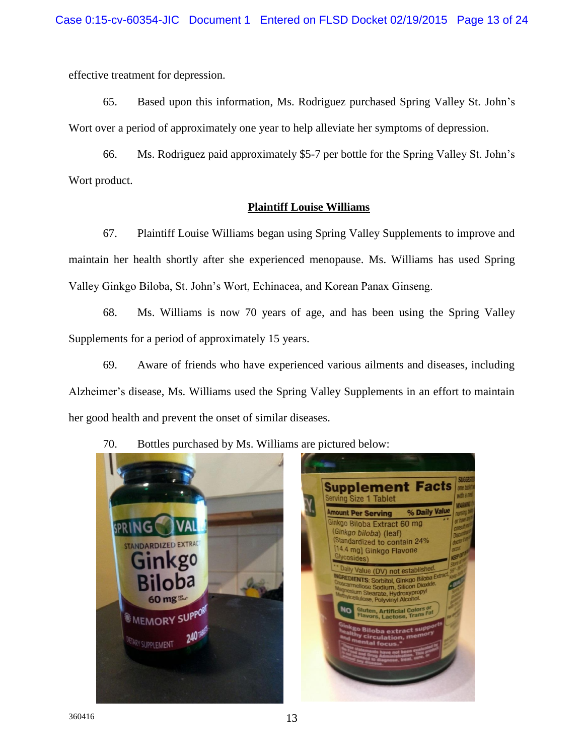effective treatment for depression.

65. Based upon this information, Ms. Rodriguez purchased Spring Valley St. John's Wort over a period of approximately one year to help alleviate her symptoms of depression.

66. Ms. Rodriguez paid approximately $5-7 per bottle for the Spring Valley St. John's Wort product.

## Plaintiff Louise Williams

67. Plaintiff Louise Williams began using Spring Valley Supplements to improve and maintain her health shortly after she experienced menopause. Ms. Williams has used Spring Valley Ginkgo Biloba, St. John's Wort, Echinacea, and Korean Panax Ginseng.

68. Ms. Williams is now 70 years of age, and has been using the Spring Valley Supplements for a period of approximately 15 years.

69. Aware of friends who have experienced various ailments and diseases, including Alzheimer's disease, Ms. Williams used the Spring Valley Supplements in an effort to maintain her good health and prevent the onset of similar diseases.

70. Bottles purchased by Ms. Williams are pictured below:

360416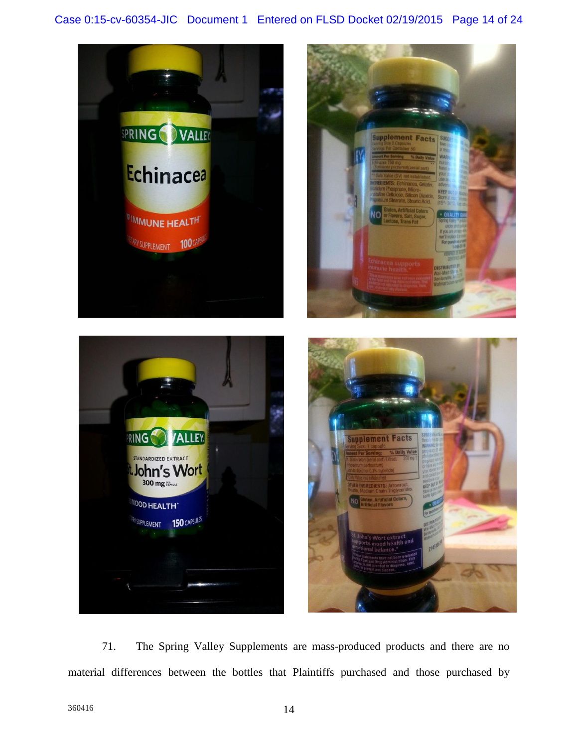71. The Spring Valley Supplements are mass-produced products and there are no material differences between the bottles that Plaintiffs purchased and those purchased by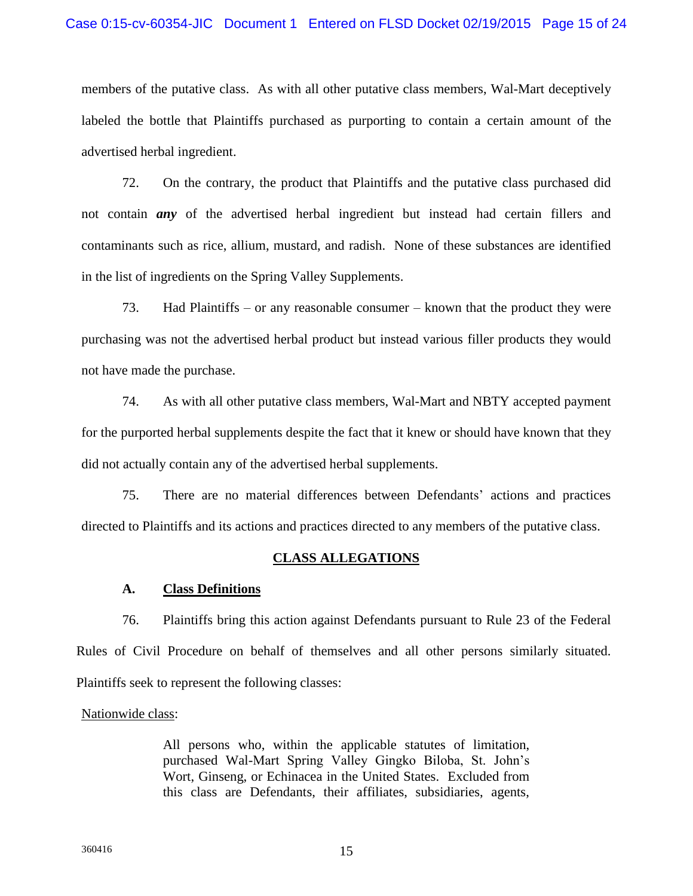members of the putative class. As with all other putative class members, Wal-Mart deceptively labeled the bottle that Plaintiffs purchased as purporting to contain a certain amount of the advertised herbal ingredient.

72. On the contrary, the product that Plaintiffs and the putative class purchased did not contain ***any*** of the advertised herbal ingredient but instead had certain fillers and contaminants such as rice, allium, mustard, and radish. None of these substances are identified in the list of ingredients on the Spring Valley Supplements.

73. Had Plaintiffs – or any reasonable consumer – known that the product they were purchasing was not the advertised herbal product but instead various filler products they would not have made the purchase.

74. As with all other putative class members, Wal-Mart and NBTY accepted payment for the purported herbal supplements despite the fact that it knew or should have known that they did not actually contain any of the advertised herbal supplements.

75. There are no material differences between Defendants' actions and practices directed to Plaintiffs and its actions and practices directed to any members of the putative class.

## CLASS ALLEGATIONS

### A. Class Definitions

76. Plaintiffs bring this action against Defendants pursuant to Rule 23 of the Federal Rules of Civil Procedure on behalf of themselves and all other persons similarly situated. Plaintiffs seek to represent the following classes:

Nationwide class:

> All persons who, within the applicable statutes of limitation, purchased Wal-Mart Spring Valley Gingko Biloba, St. John's Wort, Ginseng, or Echinacea in the United States. Excluded from this class are Defendants, their affiliates, subsidiaries, agents,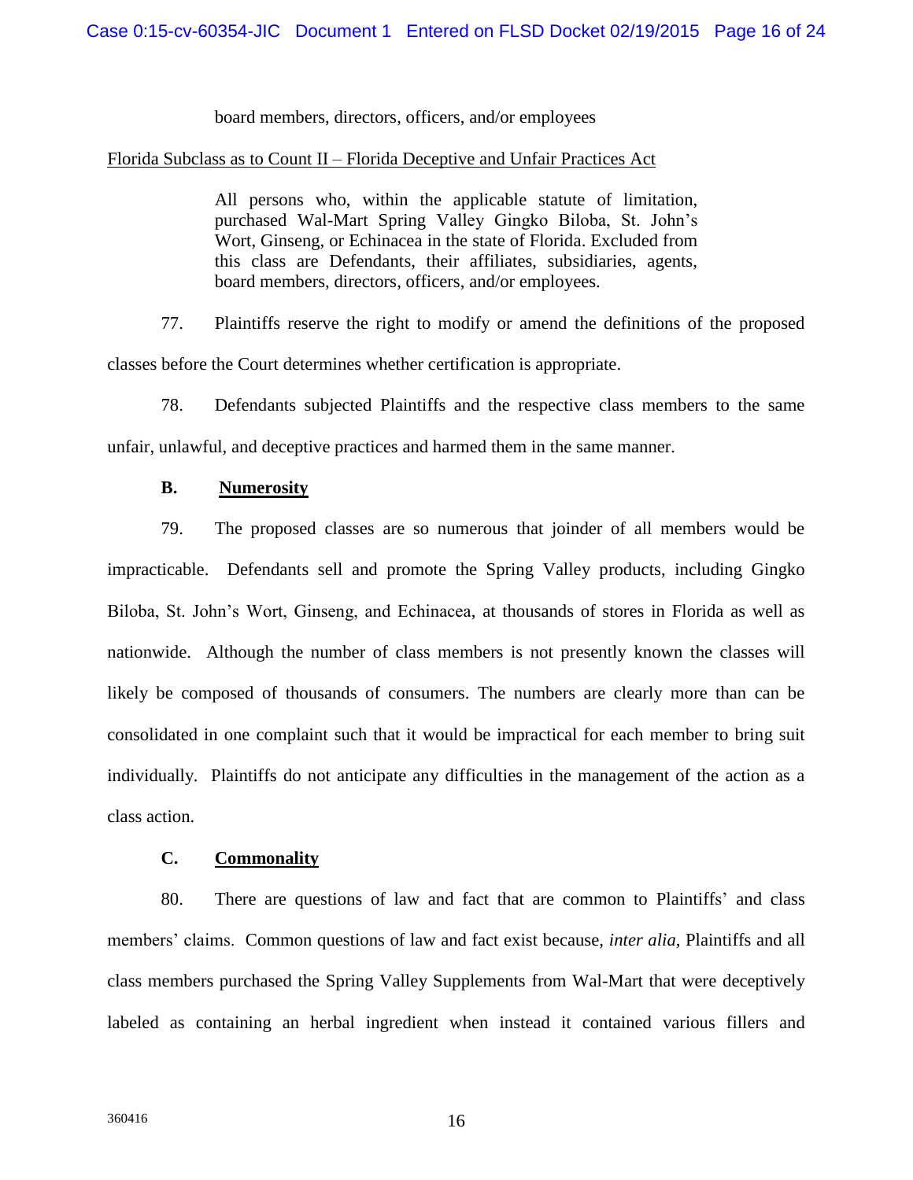board members, directors, officers, and/or employees

Florida Subclass as to Count II – Florida Deceptive and Unfair Practices Act

> All persons who, within the applicable statute of limitation, purchased Wal-Mart Spring Valley Gingko Biloba, St. John's Wort, Ginseng, or Echinacea in the state of Florida. Excluded from this class are Defendants, their affiliates, subsidiaries, agents, board members, directors, officers, and/or employees.

77. Plaintiffs reserve the right to modify or amend the definitions of the proposed classes before the Court determines whether certification is appropriate.

78. Defendants subjected Plaintiffs and the respective class members to the same unfair, unlawful, and deceptive practices and harmed them in the same manner.

### B. Numerosity

79. The proposed classes are so numerous that joinder of all members would be impracticable. Defendants sell and promote the Spring Valley products, including Gingko Biloba, St. John's Wort, Ginseng, and Echinacea, at thousands of stores in Florida as well as nationwide. Although the number of class members is not presently known the classes will likely be composed of thousands of consumers. The numbers are clearly more than can be consolidated in one complaint such that it would be impractical for each member to bring suit individually. Plaintiffs do not anticipate any difficulties in the management of the action as a class action.

### C. Commonality

80. There are questions of law and fact that are common to Plaintiffs' and class members' claims. Common questions of law and fact exist because, *inter alia*, Plaintiffs and all class members purchased the Spring Valley Supplements from Wal-Mart that were deceptively labeled as containing an herbal ingredient when instead it contained various fillers and

360416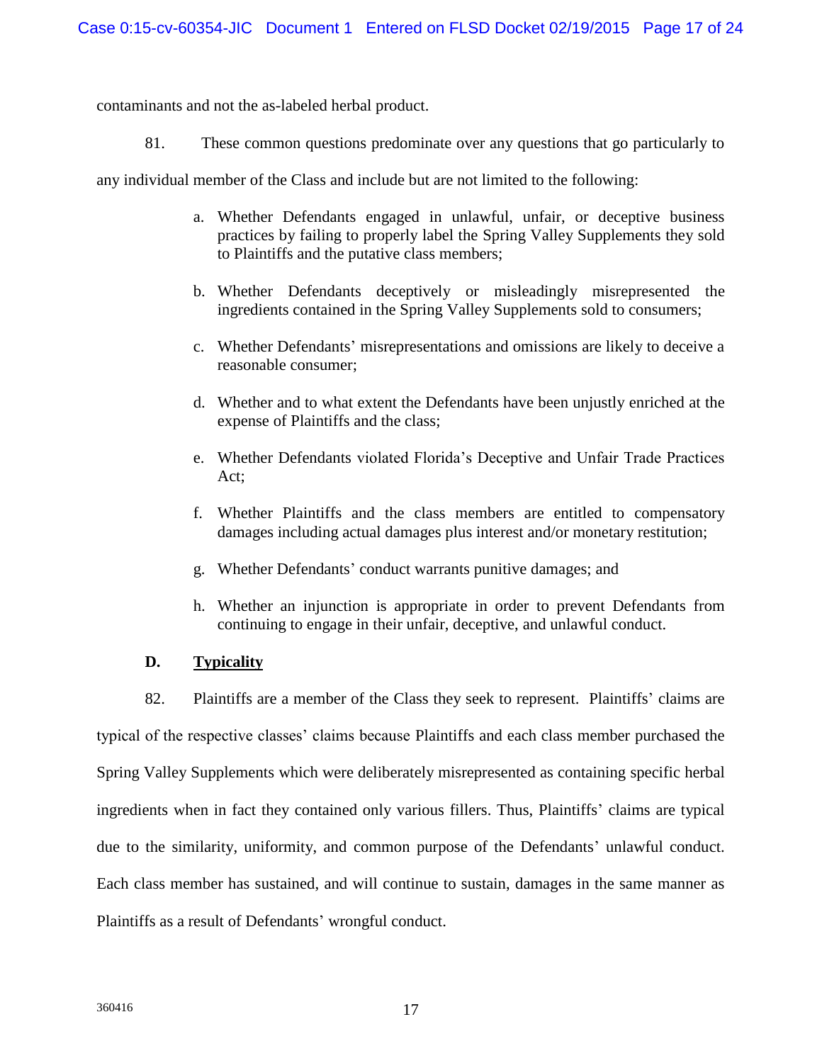contaminants and not the as-labeled herbal product.

81. These common questions predominate over any questions that go particularly to any individual member of the Class and include but are not limited to the following:

a. Whether Defendants engaged in unlawful, unfair, or deceptive business practices by failing to properly label the Spring Valley Supplements they sold to Plaintiffs and the putative class members;

b. Whether Defendants deceptively or misleadingly misrepresented the ingredients contained in the Spring Valley Supplements sold to consumers;

c. Whether Defendants' misrepresentations and omissions are likely to deceive a reasonable consumer;

d. Whether and to what extent the Defendants have been unjustly enriched at the expense of Plaintiffs and the class;

e. Whether Defendants violated Florida's Deceptive and Unfair Trade Practices Act;

f. Whether Plaintiffs and the class members are entitled to compensatory damages including actual damages plus interest and/or monetary restitution;

g. Whether Defendants' conduct warrants punitive damages; and

h. Whether an injunction is appropriate in order to prevent Defendants from continuing to engage in their unfair, deceptive, and unlawful conduct.

### D. <u>Typicality</u>

82. Plaintiffs are a member of the Class they seek to represent. Plaintiffs' claims are typical of the respective classes' claims because Plaintiffs and each class member purchased the Spring Valley Supplements which were deliberately misrepresented as containing specific herbal ingredients when in fact they contained only various fillers. Thus, Plaintiffs' claims are typical due to the similarity, uniformity, and common purpose of the Defendants' unlawful conduct. Each class member has sustained, and will continue to sustain, damages in the same manner as Plaintiffs as a result of Defendants' wrongful conduct.

360416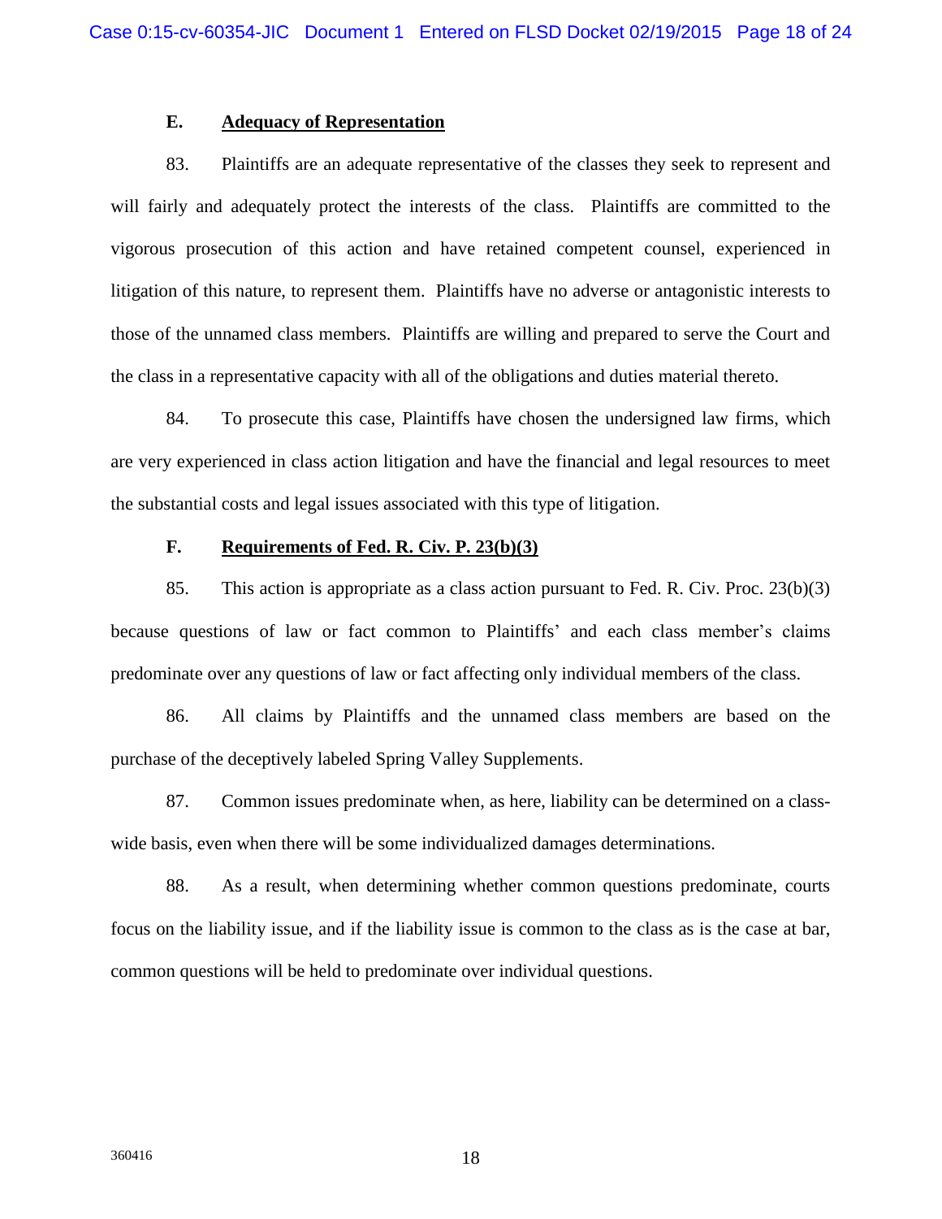### E. Adequacy of Representation

83. Plaintiffs are an adequate representative of the classes they seek to represent and will fairly and adequately protect the interests of the class. Plaintiffs are committed to the vigorous prosecution of this action and have retained competent counsel, experienced in litigation of this nature, to represent them. Plaintiffs have no adverse or antagonistic interests to those of the unnamed class members. Plaintiffs are willing and prepared to serve the Court and the class in a representative capacity with all of the obligations and duties material thereto.

84. To prosecute this case, Plaintiffs have chosen the undersigned law firms, which are very experienced in class action litigation and have the financial and legal resources to meet the substantial costs and legal issues associated with this type of litigation.

### F. Requirements of Fed. R. Civ. P. 23(b)(3)

85. This action is appropriate as a class action pursuant to Fed. R. Civ. Proc. 23(b)(3) because questions of law or fact common to Plaintiffs' and each class member's claims predominate over any questions of law or fact affecting only individual members of the class.

86. All claims by Plaintiffs and the unnamed class members are based on the purchase of the deceptively labeled Spring Valley Supplements.

87. Common issues predominate when, as here, liability can be determined on a class-wide basis, even when there will be some individualized damages determinations.

88. As a result, when determining whether common questions predominate, courts focus on the liability issue, and if the liability issue is common to the class as is the case at bar, common questions will be held to predominate over individual questions.

360416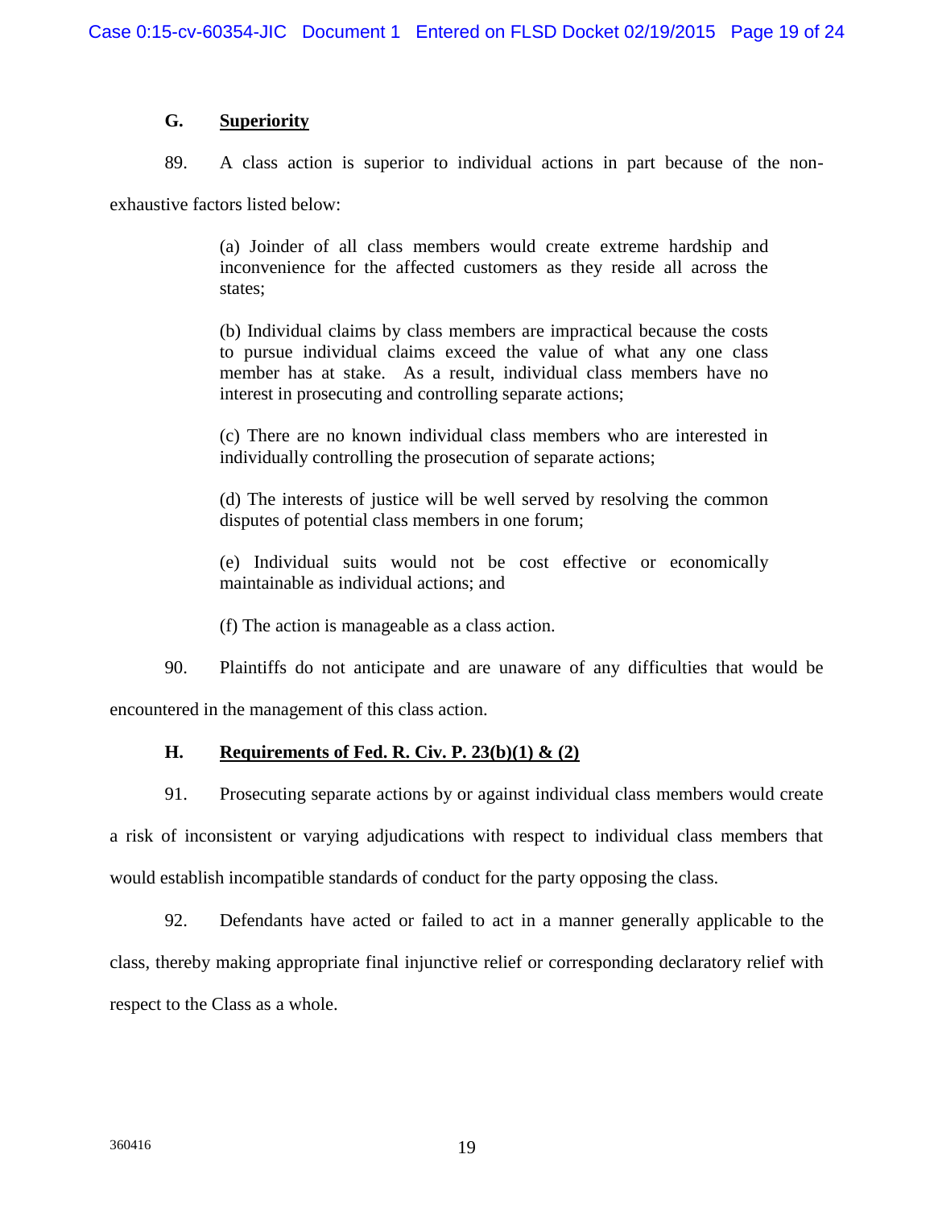### G. Superiority

89. A class action is superior to individual actions in part because of the non-exhaustive factors listed below:

> (a) Joinder of all class members would create extreme hardship and inconvenience for the affected customers as they reside all across the states;
>
> (b) Individual claims by class members are impractical because the costs to pursue individual claims exceed the value of what any one class member has at stake. As a result, individual class members have no interest in prosecuting and controlling separate actions;
>
> (c) There are no known individual class members who are interested in individually controlling the prosecution of separate actions;
>
> (d) The interests of justice will be well served by resolving the common disputes of potential class members in one forum;
>
> (e) Individual suits would not be cost effective or economically maintainable as individual actions; and
>
> (f) The action is manageable as a class action.

90. Plaintiffs do not anticipate and are unaware of any difficulties that would be encountered in the management of this class action.

### H. Requirements of Fed. R. Civ. P. 23(b)(1) & (2)

91. Prosecuting separate actions by or against individual class members would create a risk of inconsistent or varying adjudications with respect to individual class members that would establish incompatible standards of conduct for the party opposing the class.

92. Defendants have acted or failed to act in a manner generally applicable to the class, thereby making appropriate final injunctive relief or corresponding declaratory relief with respect to the Class as a whole.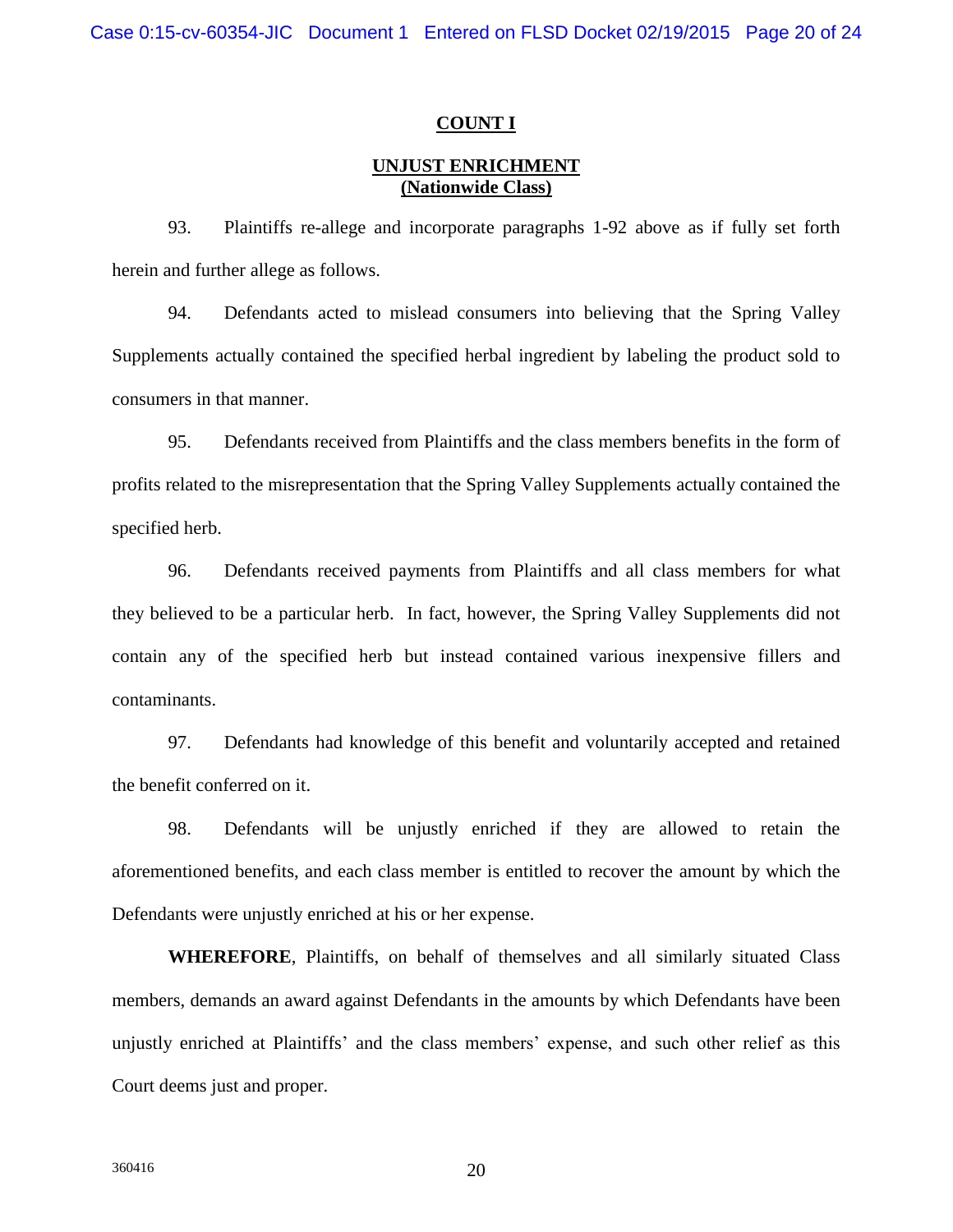## COUNT I

## UNJUST ENRICHMENT
## (Nationwide Class)

93. Plaintiffs re-allege and incorporate paragraphs 1-92 above as if fully set forth herein and further allege as follows.

94. Defendants acted to mislead consumers into believing that the Spring Valley Supplements actually contained the specified herbal ingredient by labeling the product sold to consumers in that manner.

95. Defendants received from Plaintiffs and the class members benefits in the form of profits related to the misrepresentation that the Spring Valley Supplements actually contained the specified herb.

96. Defendants received payments from Plaintiffs and all class members for what they believed to be a particular herb. In fact, however, the Spring Valley Supplements did not contain any of the specified herb but instead contained various inexpensive fillers and contaminants.

97. Defendants had knowledge of this benefit and voluntarily accepted and retained the benefit conferred on it.

98. Defendants will be unjustly enriched if they are allowed to retain the aforementioned benefits, and each class member is entitled to recover the amount by which the Defendants were unjustly enriched at his or her expense.

**WHEREFORE**, Plaintiffs, on behalf of themselves and all similarly situated Class members, demands an award against Defendants in the amounts by which Defendants have been unjustly enriched at Plaintiffs' and the class members' expense, and such other relief as this Court deems just and proper.

360416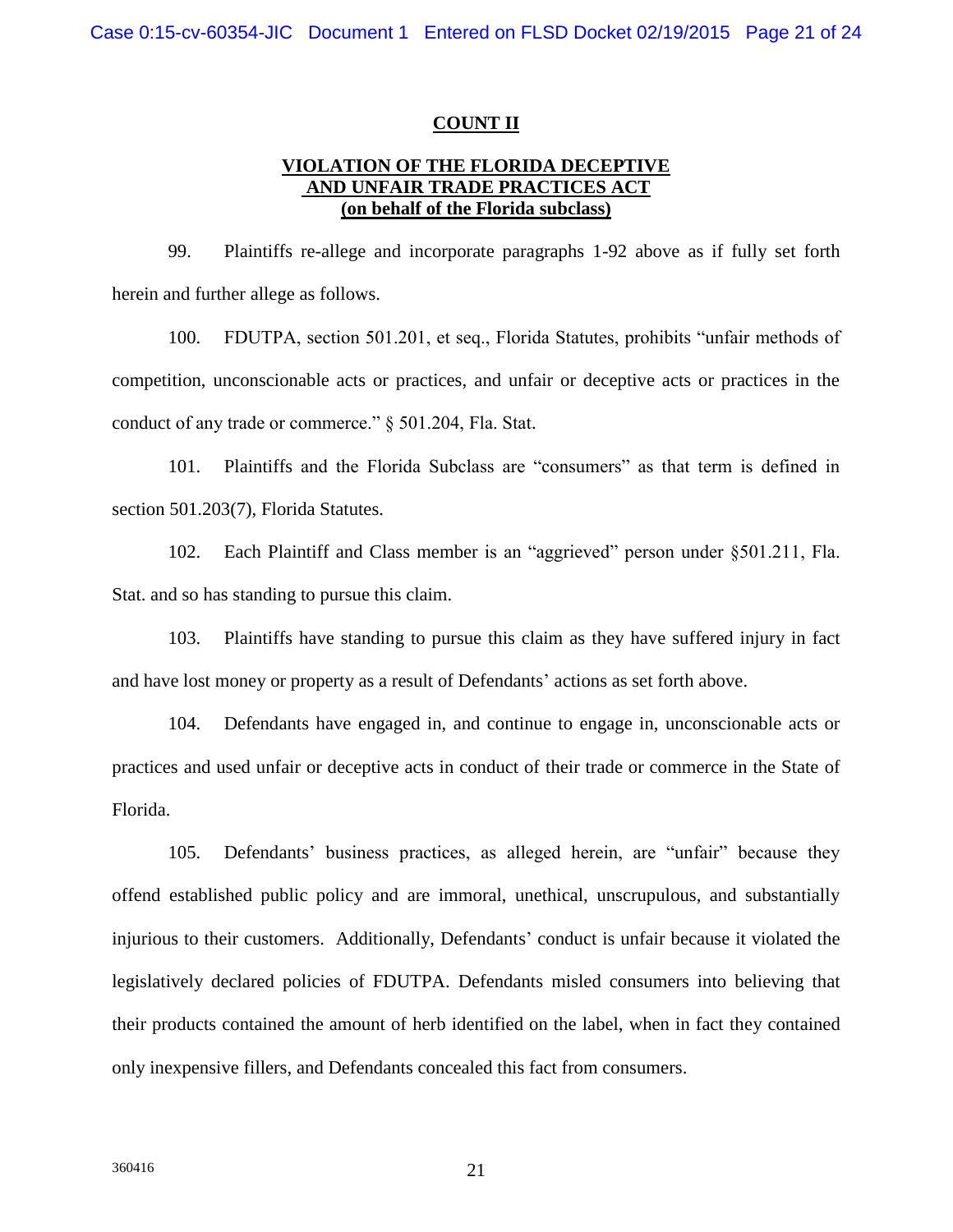## COUNT II

## VIOLATION OF THE FLORIDA DECEPTIVE AND UNFAIR TRADE PRACTICES ACT (on behalf of the Florida subclass)

99. Plaintiffs re-allege and incorporate paragraphs 1-92 above as if fully set forth herein and further allege as follows.

100. FDUTPA, section 501.201, et seq., Florida Statutes, prohibits "unfair methods of competition, unconscionable acts or practices, and unfair or deceptive acts or practices in the conduct of any trade or commerce." § 501.204, Fla. Stat.

101. Plaintiffs and the Florida Subclass are "consumers" as that term is defined in section 501.203(7), Florida Statutes.

102. Each Plaintiff and Class member is an "aggrieved" person under §501.211, Fla. Stat. and so has standing to pursue this claim.

103. Plaintiffs have standing to pursue this claim as they have suffered injury in fact and have lost money or property as a result of Defendants' actions as set forth above.

104. Defendants have engaged in, and continue to engage in, unconscionable acts or practices and used unfair or deceptive acts in conduct of their trade or commerce in the State of Florida.

105. Defendants' business practices, as alleged herein, are "unfair" because they offend established public policy and are immoral, unethical, unscrupulous, and substantially injurious to their customers. Additionally, Defendants' conduct is unfair because it violated the legislatively declared policies of FDUTPA. Defendants misled consumers into believing that their products contained the amount of herb identified on the label, when in fact they contained only inexpensive fillers, and Defendants concealed this fact from consumers.

360416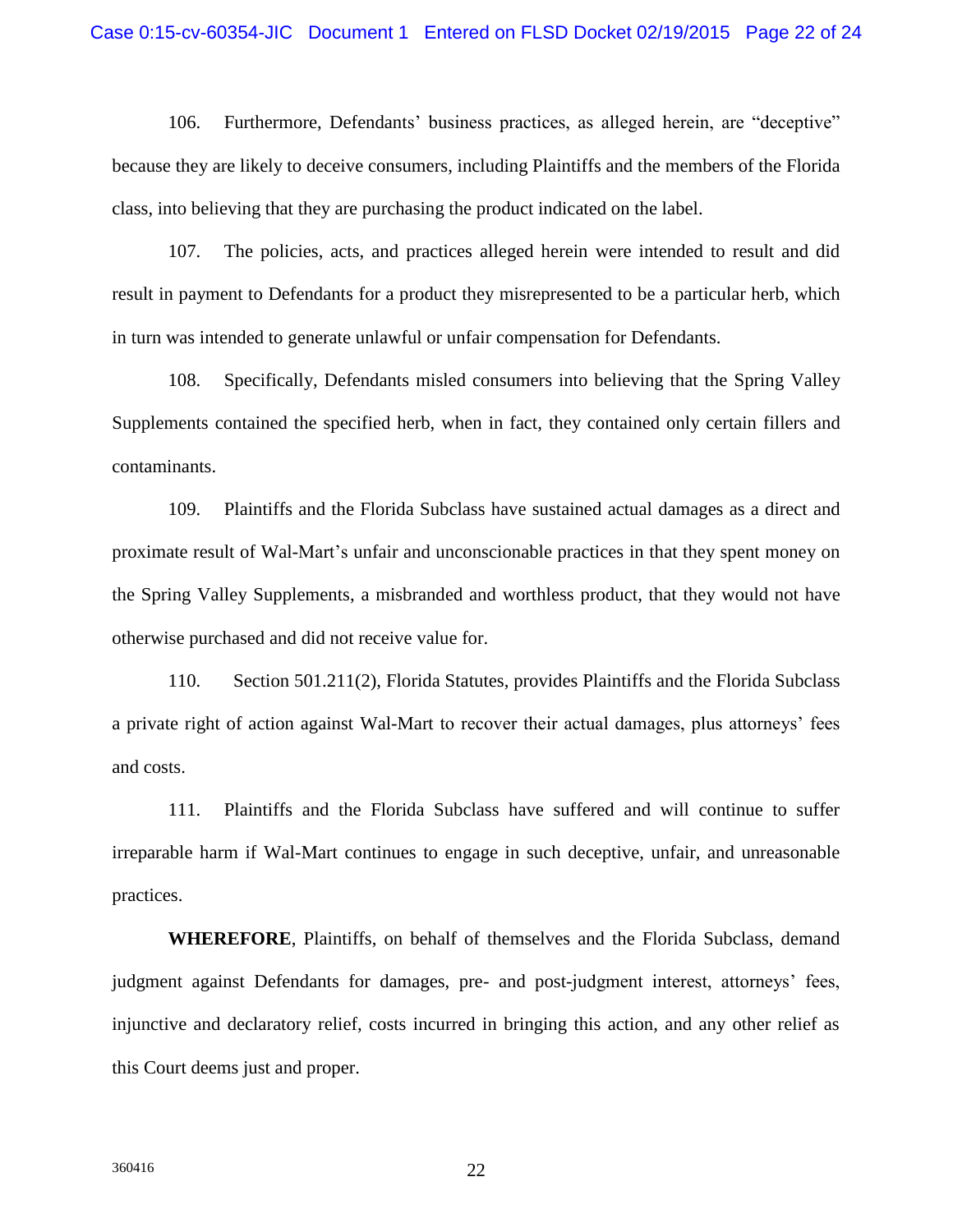106. Furthermore, Defendants' business practices, as alleged herein, are "deceptive" because they are likely to deceive consumers, including Plaintiffs and the members of the Florida class, into believing that they are purchasing the product indicated on the label.

107. The policies, acts, and practices alleged herein were intended to result and did result in payment to Defendants for a product they misrepresented to be a particular herb, which in turn was intended to generate unlawful or unfair compensation for Defendants.

108. Specifically, Defendants misled consumers into believing that the Spring Valley Supplements contained the specified herb, when in fact, they contained only certain fillers and contaminants.

109. Plaintiffs and the Florida Subclass have sustained actual damages as a direct and proximate result of Wal-Mart's unfair and unconscionable practices in that they spent money on the Spring Valley Supplements, a misbranded and worthless product, that they would not have otherwise purchased and did not receive value for.

110. Section 501.211(2), Florida Statutes, provides Plaintiffs and the Florida Subclass a private right of action against Wal-Mart to recover their actual damages, plus attorneys' fees and costs.

111. Plaintiffs and the Florida Subclass have suffered and will continue to suffer irreparable harm if Wal-Mart continues to engage in such deceptive, unfair, and unreasonable practices.

**WHEREFORE**, Plaintiffs, on behalf of themselves and the Florida Subclass, demand judgment against Defendants for damages, pre- and post-judgment interest, attorneys' fees, injunctive and declaratory relief, costs incurred in bringing this action, and any other relief as this Court deems just and proper.

360416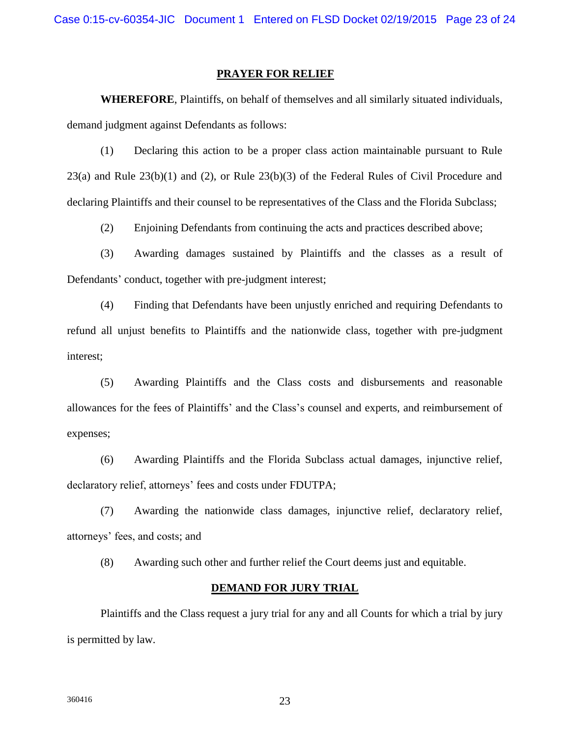## PRAYER FOR RELIEF

**WHEREFORE**, Plaintiffs, on behalf of themselves and all similarly situated individuals, demand judgment against Defendants as follows:

(1) Declaring this action to be a proper class action maintainable pursuant to Rule 23(a) and Rule 23(b)(1) and (2), or Rule 23(b)(3) of the Federal Rules of Civil Procedure and declaring Plaintiffs and their counsel to be representatives of the Class and the Florida Subclass;

(2) Enjoining Defendants from continuing the acts and practices described above;

(3) Awarding damages sustained by Plaintiffs and the classes as a result of Defendants' conduct, together with pre-judgment interest;

(4) Finding that Defendants have been unjustly enriched and requiring Defendants to refund all unjust benefits to Plaintiffs and the nationwide class, together with pre-judgment interest;

(5) Awarding Plaintiffs and the Class costs and disbursements and reasonable allowances for the fees of Plaintiffs' and the Class's counsel and experts, and reimbursement of expenses;

(6) Awarding Plaintiffs and the Florida Subclass actual damages, injunctive relief, declaratory relief, attorneys' fees and costs under FDUTPA;

(7) Awarding the nationwide class damages, injunctive relief, declaratory relief, attorneys' fees, and costs; and

(8) Awarding such other and further relief the Court deems just and equitable.

## DEMAND FOR JURY TRIAL

Plaintiffs and the Class request a jury trial for any and all Counts for which a trial by jury is permitted by law.

360416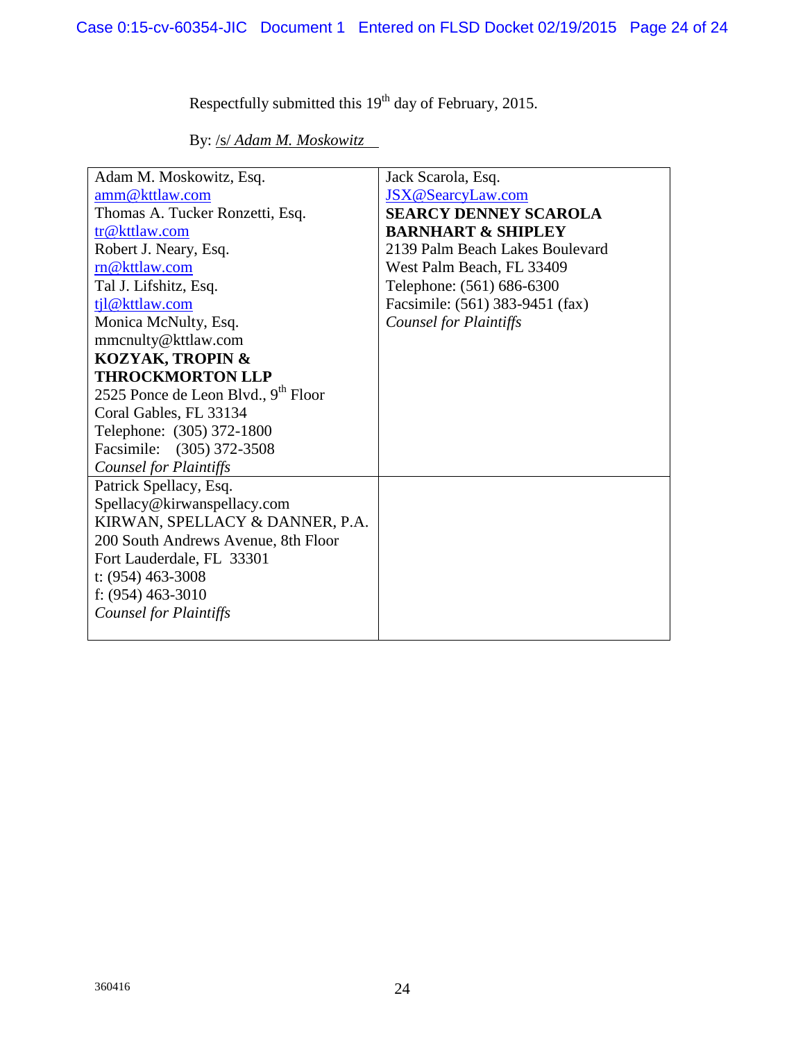Respectfully submitted this 19th day of February, 2015.

By: /s/ *Adam M. Moskowitz*

| | |
|---|---|
| Adam M. Moskowitz, Esq.<br>amm@kttlaw.com<br>Thomas A. Tucker Ronzetti, Esq.<br>tr@kttlaw.com<br>Robert J. Neary, Esq.<br>rn@kttlaw.com<br>Tal J. Lifshitz, Esq.<br>tjl@kttlaw.com<br>Monica McNulty, Esq.<br>mmcnulty@kttlaw.com<br>**KOZYAK, TROPIN & THROCKMORTON LLP**<br>2525 Ponce de Leon Blvd., 9th Floor<br>Coral Gables, FL 33134<br>Telephone: (305) 372-1800<br>Facsimile: (305) 372-3508<br>*Counsel for Plaintiffs* | Jack Scarola, Esq.<br>JSX@SearcyLaw.com<br>**SEARCY DENNEY SCAROLA BARNHART & SHIPLEY**<br>2139 Palm Beach Lakes Boulevard<br>West Palm Beach, FL 33409<br>Telephone: (561) 686-6300<br>Facsimile: (561) 383-9451 (fax)<br>*Counsel for Plaintiffs* |
| Patrick Spellacy, Esq.<br>Spellacy@kirwanspellacy.com<br>KIRWAN, SPELLACY & DANNER, P.A.<br>200 South Andrews Avenue, 8th Floor<br>Fort Lauderdale, FL 33301<br>t: (954) 463-3008<br>f: (954) 463-3010<br>*Counsel for Plaintiffs* | |

360416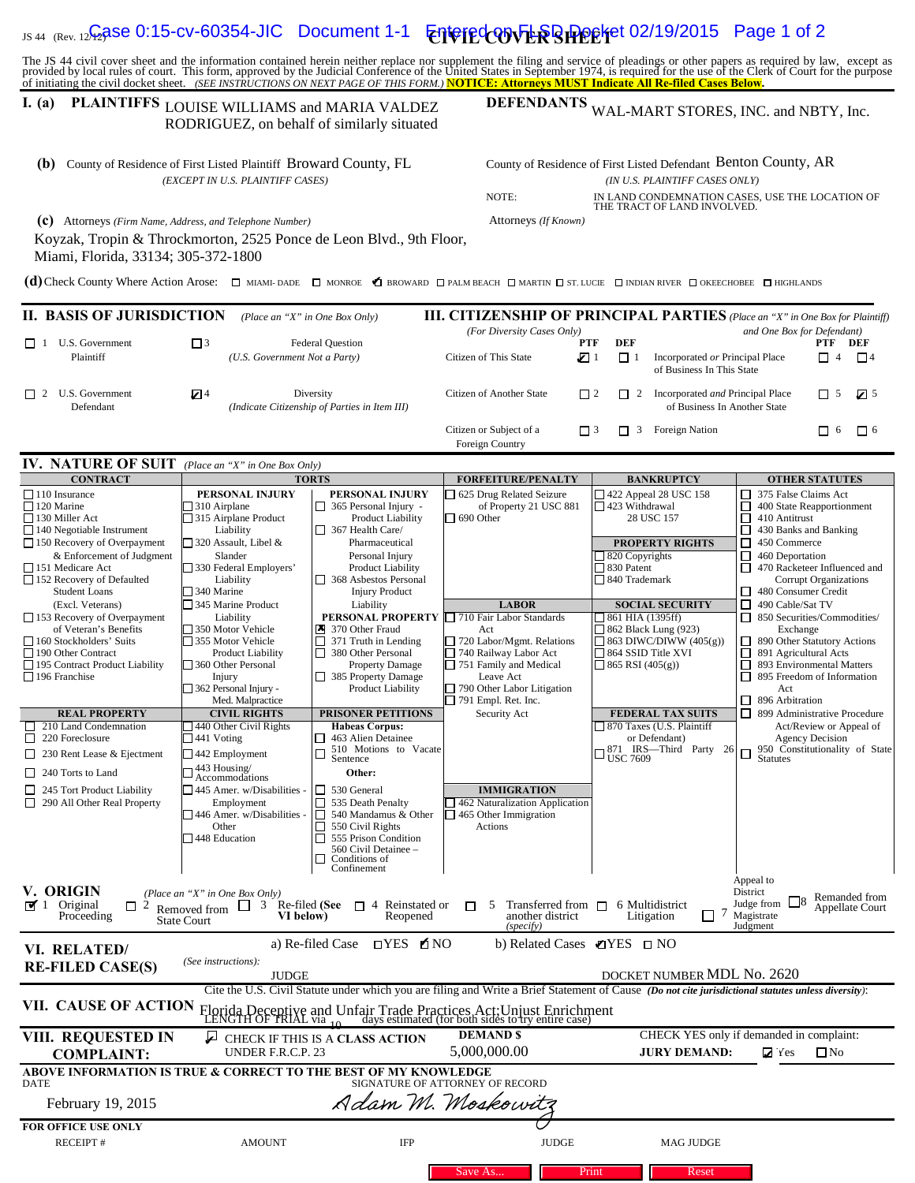JS 44 (Rev. 12/12) **CIVIL COVER SHEET**

The JS 44 civil cover sheet and the information contained herein neither replace nor supplement the filing and service of pleadings or other papers as required by law, except as provided by local rules of court. This form, approved by the Judicial Conference of the United States in September 1974, is required for the use of the Clerk of Court for the purpose of initiating the civil docket sheet. *(SEE INSTRUCTIONS ON NEXT PAGE OF THIS FORM.)* **NOTICE: Attorneys MUST Indicate All Re-filed Cases Below.**

**I. (a) PLAINTIFFS** LOUISE WILLIAMS and MARIA VALDEZ RODRIGUEZ, on behalf of similarly situated

**DEFENDANTS** WAL-MART STORES, INC. and NBTY, Inc.

**(b)** County of Residence of First Listed Plaintiff Broward County, FL
*(EXCEPT IN U.S. PLAINTIFF CASES)*

County of Residence of First Listed Defendant Benton County, AR
*(IN U.S. PLAINTIFF CASES ONLY)*

NOTE: IN LAND CONDEMNATION CASES, USE THE LOCATION OF THE TRACT OF LAND INVOLVED.

**(c)** Attorneys *(Firm Name, Address, and Telephone Number)*
Koyzak, Tropin & Throckmorton, 2525 Ponce de Leon Blvd., 9th Floor, Miami, Florida, 33134; 305-372-1800

Attorneys *(If Known)*

**(d)** Check County Where Action Arose: ☐ MIAMI- DADE ☐ MONROE ☑ BROWARD ☐ PALM BEACH ☐ MARTIN ☐ ST. LUCIE ☐ INDIAN RIVER ☐ OKEECHOBEE ☐ HIGHLANDS

**II. BASIS OF JURISDICTION** *(Place an "X" in One Box Only)*

- ☐ 1 U.S. Government Plaintiff
- ☐ 3 Federal Question *(U.S. Government Not a Party)*
- ☐ 2 U.S. Government Defendant
- ☑ 4 Diversity *(Indicate Citizenship of Parties in Item III)*

**III. CITIZENSHIP OF PRINCIPAL PARTIES** *(Place an "X" in One Box for Plaintiff and One Box for Defendant)* *(For Diversity Cases Only)*

| | PTF | DEF | | PTF | DEF |
|---|---|---|---|---|---|
| Citizen of This State | ☑ 1 | ☐ 1 | Incorporated *or* Principal Place of Business In This State | ☐ 4 | ☐ 4 |
| Citizen of Another State | ☐ 2 | ☐ 2 | Incorporated *and* Principal Place of Business In Another State | ☐ 5 | ☑ 5 |
| Citizen or Subject of a Foreign Country | ☐ 3 | ☐ 3 | Foreign Nation | ☐ 6 | ☐ 6 |

**IV. NATURE OF SUIT** *(Place an "X" in One Box Only)*

**CONTRACT**
- ☐ 110 Insurance
- ☐ 120 Marine
- ☐ 130 Miller Act
- ☐ 140 Negotiable Instrument
- ☐ 150 Recovery of Overpayment & Enforcement of Judgment
- ☐ 151 Medicare Act
- ☐ 152 Recovery of Defaulted Student Loans (Excl. Veterans)
- ☐ 153 Recovery of Overpayment of Veteran's Benefits
- ☐ 160 Stockholders' Suits
- ☐ 190 Other Contract
- ☐ 195 Contract Product Liability
- ☐ 196 Franchise

**REAL PROPERTY**
- ☐ 210 Land Condemnation
- ☐ 220 Foreclosure
- ☐ 230 Rent Lease & Ejectment
- ☐ 240 Torts to Land
- ☐ 245 Tort Product Liability
- ☐ 290 All Other Real Property

**TORTS**

PERSONAL INJURY
- ☐ 310 Airplane
- ☐ 315 Airplane Product Liability
- ☐ 320 Assault, Libel & Slander
- ☐ 330 Federal Employers' Liability
- ☐ 340 Marine
- ☐ 345 Marine Product Liability
- ☐ 350 Motor Vehicle
- ☐ 355 Motor Vehicle Product Liability
- ☐ 360 Other Personal Injury
- ☐ 362 Personal Injury - Med. Malpractice

PERSONAL INJURY
- ☐ 365 Personal Injury - Product Liability
- ☐ 367 Health Care/ Pharmaceutical Personal Injury Product Liability
- ☐ 368 Asbestos Personal Injury Product Liability

PERSONAL PROPERTY
- ☒ 370 Other Fraud
- ☐ 371 Truth in Lending
- ☐ 380 Other Personal Property Damage
- ☐ 385 Property Damage Product Liability

**CIVIL RIGHTS**
- ☐ 440 Other Civil Rights
- ☐ 441 Voting
- ☐ 442 Employment
- ☐ 443 Housing/ Accommodations
- ☐ 445 Amer. w/Disabilities - Employment
- ☐ 446 Amer. w/Disabilities - Other
- ☐ 448 Education

**PRISONER PETITIONS**

Habeas Corpus:
- ☐ 463 Alien Detainee
- ☐ 510 Motions to Vacate Sentence

Other:
- ☐ 530 General
- ☐ 535 Death Penalty
- ☐ 540 Mandamus & Other
- ☐ 550 Civil Rights
- ☐ 555 Prison Condition
- ☐ 560 Civil Detainee – Conditions of Confinement

**FORFEITURE/PENALTY**
- ☐ 625 Drug Related Seizure of Property 21 USC 881
- ☐ 690 Other

**LABOR**
- ☐ 710 Fair Labor Standards Act
- ☐ 720 Labor/Mgmt. Relations
- ☐ 740 Railway Labor Act
- ☐ 751 Family and Medical Leave Act
- ☐ 790 Other Labor Litigation
- ☐ 791 Empl. Ret. Inc. Security Act

**IMMIGRATION**
- ☐ 462 Naturalization Application
- ☐ 465 Other Immigration Actions

**BANKRUPTCY**
- ☐ 422 Appeal 28 USC 158
- ☐ 423 Withdrawal 28 USC 157

**PROPERTY RIGHTS**
- ☐ 820 Copyrights
- ☐ 830 Patent
- ☐ 840 Trademark

**SOCIAL SECURITY**
- ☐ 861 HIA (1395ff)
- ☐ 862 Black Lung (923)
- ☐ 863 DIWC/DIWW (405(g))
- ☐ 864 SSID Title XVI
- ☐ 865 RSI (405(g))

**FEDERAL TAX SUITS**
- ☐ 870 Taxes (U.S. Plaintiff or Defendant)
- ☐ 871 IRS—Third Party 26 USC 7609

**OTHER STATUTES**
- ☐ 375 False Claims Act
- ☐ 400 State Reapportionment
- ☐ 410 Antitrust
- ☐ 430 Banks and Banking
- ☐ 450 Commerce
- ☐ 460 Deportation
- ☐ 470 Racketeer Influenced and Corrupt Organizations
- ☐ 480 Consumer Credit
- ☐ 490 Cable/Sat TV
- ☐ 850 Securities/Commodities/ Exchange
- ☐ 890 Other Statutory Actions
- ☐ 891 Agricultural Acts
- ☐ 893 Environmental Matters
- ☐ 895 Freedom of Information Act
- ☐ 896 Arbitration
- ☐ 899 Administrative Procedure Act/Review or Appeal of Agency Decision
- ☐ 950 Constitutionality of State Statutes

**V. ORIGIN** *(Place an "X" in One Box Only)*

☑ 1 Original Proceeding ☐ 2 Removed from State Court ☐ 3 Re-filed (See VI below) ☐ 4 Reinstated or Reopened ☐ 5 Transferred from another district *(specify)* ☐ 6 Multidistrict Litigation ☐ 7 Appeal to District Judge from Magistrate Judgment ☐ 8 Remanded from Appellate Court

**VI. RELATED/ RE-FILED CASE(S)** *(See instructions):*

a) Re-filed Case ☐ YES ☑ NO b) Related Cases ☑ YES ☐ NO

JUDGE DOCKET NUMBER MDL No. 2620

**VII. CAUSE OF ACTION** Cite the U.S. Civil Statute under which you are filing and Write a Brief Statement of Cause *(Do not cite jurisdictional statutes unless diversity)*:
Florida Deceptive and Unfair Trade Practices Act;Unjust Enrichment
LENGTH OF TRIAL via 10 days estimated (for both sides to try entire case)

**VIII. REQUESTED IN COMPLAINT:** ☑ CHECK IF THIS IS A CLASS ACTION UNDER F.R.C.P. 23

**DEMAND $** 5,000,000.00

CHECK YES only if demanded in complaint: **JURY DEMAND:** ☑ Yes ☐ No

**ABOVE INFORMATION IS TRUE & CORRECT TO THE BEST OF MY KNOWLEDGE**

DATE February 19, 2015

SIGNATURE OF ATTORNEY OF RECORD *Adam M. Moskowitz*

**FOR OFFICE USE ONLY**

RECEIPT # AMOUNT IFP JUDGE MAG JUDGE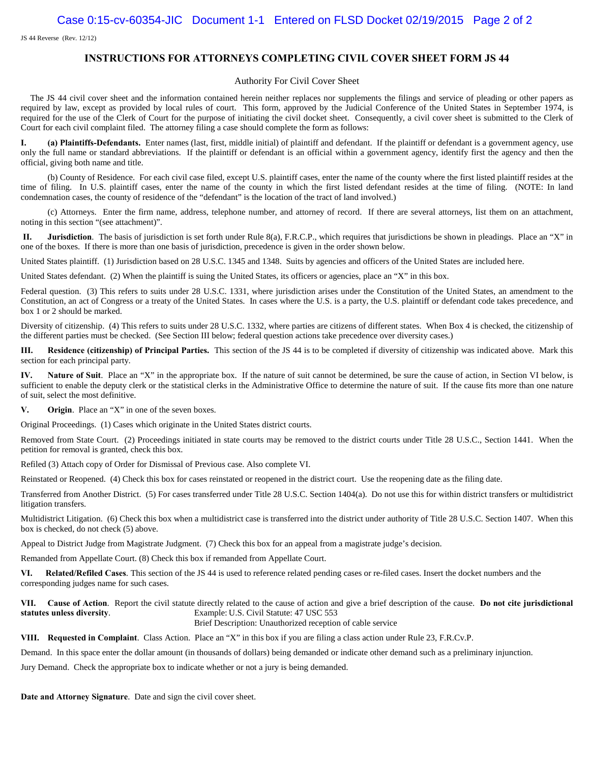JS 44 Reverse (Rev. 12/12)

## INSTRUCTIONS FOR ATTORNEYS COMPLETING CIVIL COVER SHEET FORM JS 44

Authority For Civil Cover Sheet

The JS 44 civil cover sheet and the information contained herein neither replaces nor supplements the filings and service of pleading or other papers as required by law, except as provided by local rules of court. This form, approved by the Judicial Conference of the United States in September 1974, is required for the use of the Clerk of Court for the purpose of initiating the civil docket sheet. Consequently, a civil cover sheet is submitted to the Clerk of Court for each civil complaint filed. The attorney filing a case should complete the form as follows:

**I. (a) Plaintiffs-Defendants.** Enter names (last, first, middle initial) of plaintiff and defendant. If the plaintiff or defendant is a government agency, use only the full name or standard abbreviations. If the plaintiff or defendant is an official within a government agency, identify first the agency and then the official, giving both name and title.

(b) County of Residence. For each civil case filed, except U.S. plaintiff cases, enter the name of the county where the first listed plaintiff resides at the time of filing. In U.S. plaintiff cases, enter the name of the county in which the first listed defendant resides at the time of filing. (NOTE: In land condemnation cases, the county of residence of the "defendant" is the location of the tract of land involved.)

(c) Attorneys. Enter the firm name, address, telephone number, and attorney of record. If there are several attorneys, list them on an attachment, noting in this section "(see attachment)".

**II. Jurisdiction**. The basis of jurisdiction is set forth under Rule 8(a), F.R.C.P., which requires that jurisdictions be shown in pleadings. Place an "X" in one of the boxes. If there is more than one basis of jurisdiction, precedence is given in the order shown below.

United States plaintiff. (1) Jurisdiction based on 28 U.S.C. 1345 and 1348. Suits by agencies and officers of the United States are included here.

United States defendant. (2) When the plaintiff is suing the United States, its officers or agencies, place an "X" in this box.

Federal question. (3) This refers to suits under 28 U.S.C. 1331, where jurisdiction arises under the Constitution of the United States, an amendment to the Constitution, an act of Congress or a treaty of the United States. In cases where the U.S. is a party, the U.S. plaintiff or defendant code takes precedence, and box 1 or 2 should be marked.

Diversity of citizenship. (4) This refers to suits under 28 U.S.C. 1332, where parties are citizens of different states. When Box 4 is checked, the citizenship of the different parties must be checked. (See Section III below; federal question actions take precedence over diversity cases.)

**III. Residence (citizenship) of Principal Parties.** This section of the JS 44 is to be completed if diversity of citizenship was indicated above. Mark this section for each principal party.

**IV. Nature of Suit**. Place an "X" in the appropriate box. If the nature of suit cannot be determined, be sure the cause of action, in Section VI below, is sufficient to enable the deputy clerk or the statistical clerks in the Administrative Office to determine the nature of suit. If the cause fits more than one nature of suit, select the most definitive.

**V. Origin**. Place an "X" in one of the seven boxes.

Original Proceedings. (1) Cases which originate in the United States district courts.

Removed from State Court. (2) Proceedings initiated in state courts may be removed to the district courts under Title 28 U.S.C., Section 1441. When the petition for removal is granted, check this box.

Refiled (3) Attach copy of Order for Dismissal of Previous case. Also complete VI.

Reinstated or Reopened. (4) Check this box for cases reinstated or reopened in the district court. Use the reopening date as the filing date.

Transferred from Another District. (5) For cases transferred under Title 28 U.S.C. Section 1404(a). Do not use this for within district transfers or multidistrict litigation transfers.

Multidistrict Litigation. (6) Check this box when a multidistrict case is transferred into the district under authority of Title 28 U.S.C. Section 1407. When this box is checked, do not check (5) above.

Appeal to District Judge from Magistrate Judgment. (7) Check this box for an appeal from a magistrate judge's decision.

Remanded from Appellate Court. (8) Check this box if remanded from Appellate Court.

**VI. Related/Refiled Cases**. This section of the JS 44 is used to reference related pending cases or re-filed cases. Insert the docket numbers and the corresponding judges name for such cases.

**VII. Cause of Action**. Report the civil statute directly related to the cause of action and give a brief description of the cause. **Do not cite jurisdictional statutes unless diversity**. Example: U.S. Civil Statute: 47 USC 553
Brief Description: Unauthorized reception of cable service

**VIII. Requested in Complaint**. Class Action. Place an "X" in this box if you are filing a class action under Rule 23, F.R.Cv.P.

Demand. In this space enter the dollar amount (in thousands of dollars) being demanded or indicate other demand such as a preliminary injunction.

Jury Demand. Check the appropriate box to indicate whether or not a jury is being demanded.

**Date and Attorney Signature**. Date and sign the civil cover sheet.